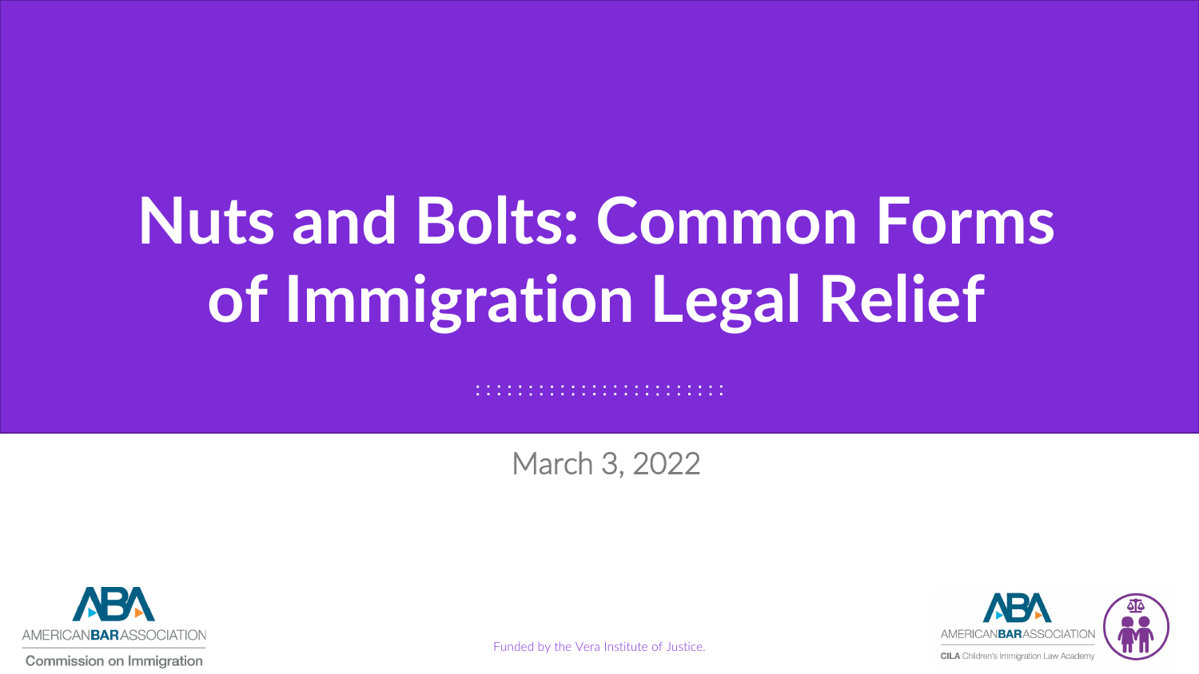# Nuts and Bolts: Common Forms of Immigration Legal Relief

March 3, 2022

AMERICAN BAR ASSOCIATION

Commission on Immigration

Funded by the Vera Institute of Justice.

AMERICAN BAR ASSOCIATION

CILA Children's Immigration Law Academy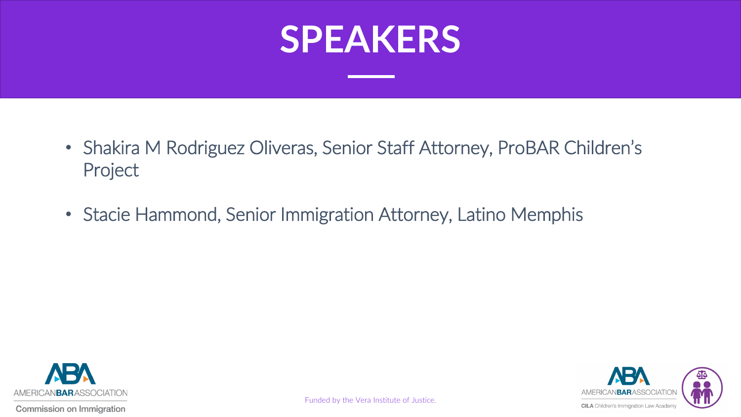# SPEAKERS

- Shakira M Rodriguez Oliveras, Senior Staff Attorney, ProBAR Children's Project
- Stacie Hammond, Senior Immigration Attorney, Latino Memphis

AMERICANBARASSOCIATION
Commission on Immigration

Funded by the Vera Institute of Justice.

AMERICANBARASSOCIATION
CILA Children's Immigration Law Academy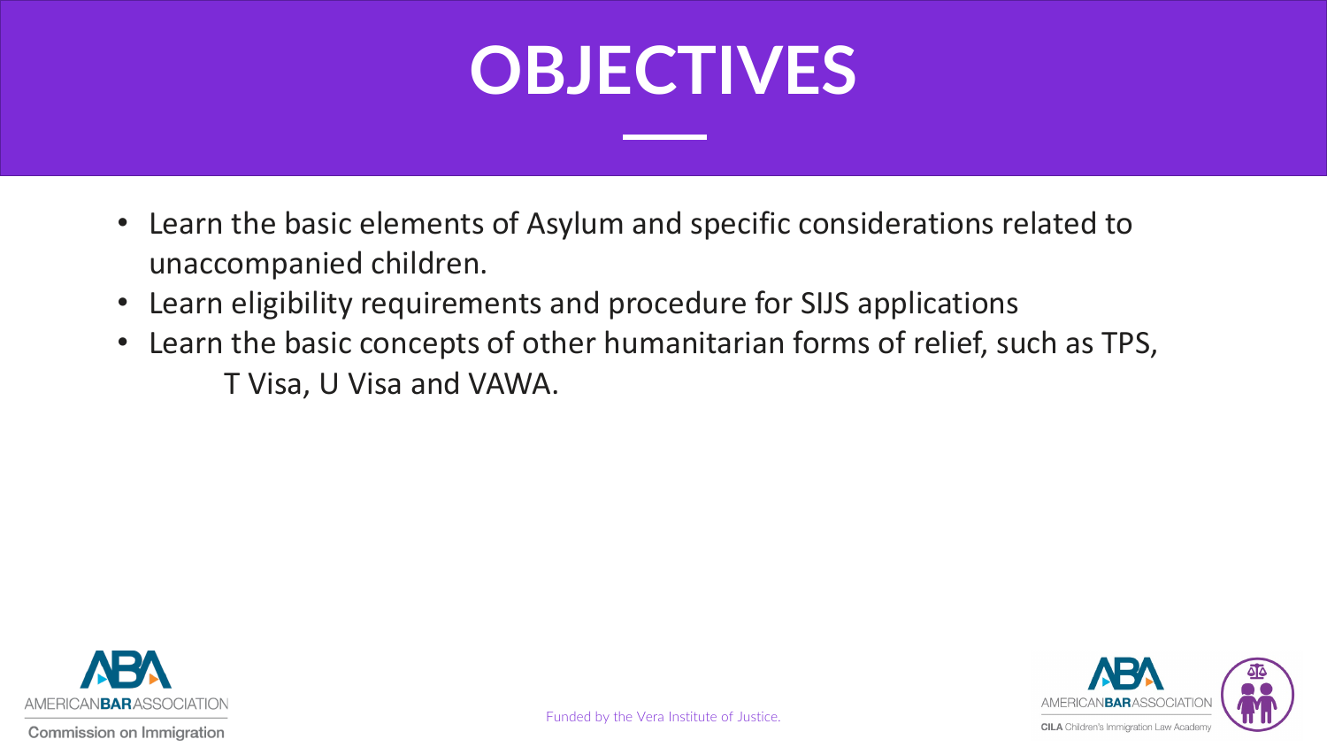# OBJECTIVES

- Learn the basic elements of Asylum and specific considerations related to unaccompanied children.
- Learn eligibility requirements and procedure for SIJS applications
- Learn the basic concepts of other humanitarian forms of relief, such as TPS, T Visa, U Visa and VAWA.

Funded by the Vera Institute of Justice.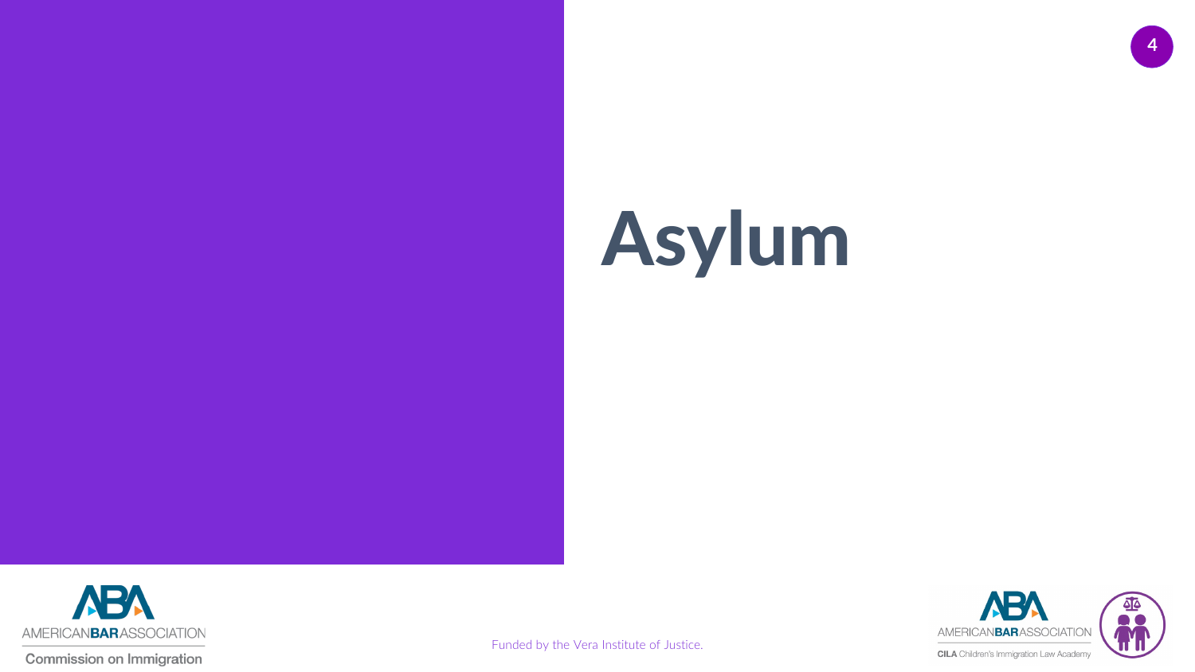# Asylum

Funded by the Vera Institute of Justice.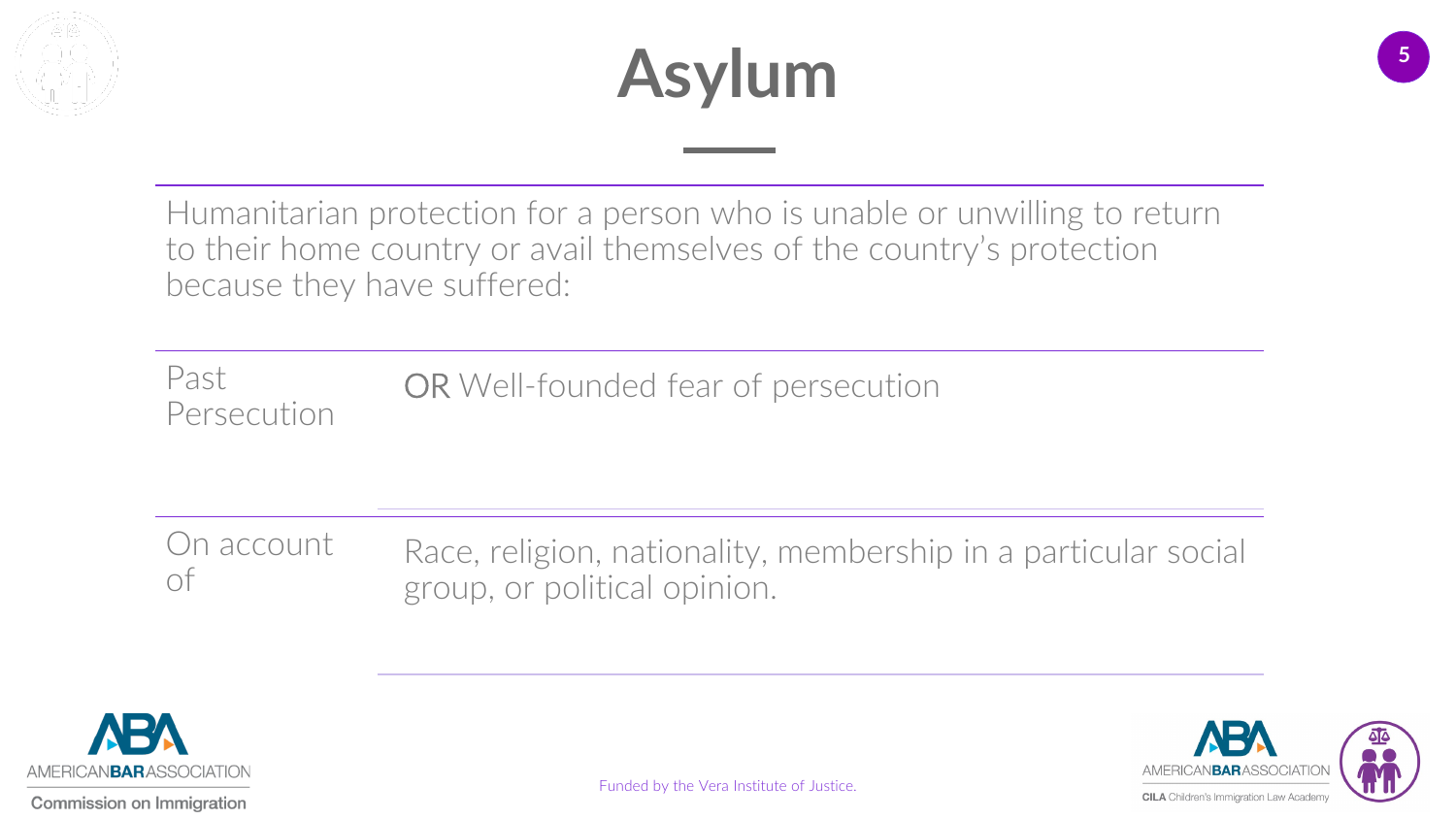# Asylum

Humanitarian protection for a person who is unable or unwilling to return to their home country or avail themselves of the country's protection because they have suffered:

| | |
|---|---|
| Past Persecution | OR Well-founded fear of persecution |
| On account of | Race, religion, nationality, membership in a particular social group, or political opinion. |

AMERICAN BAR ASSOCIATION Commission on Immigration

Funded by the Vera Institute of Justice.

AMERICAN BAR ASSOCIATION CILA Children's Immigration Law Academy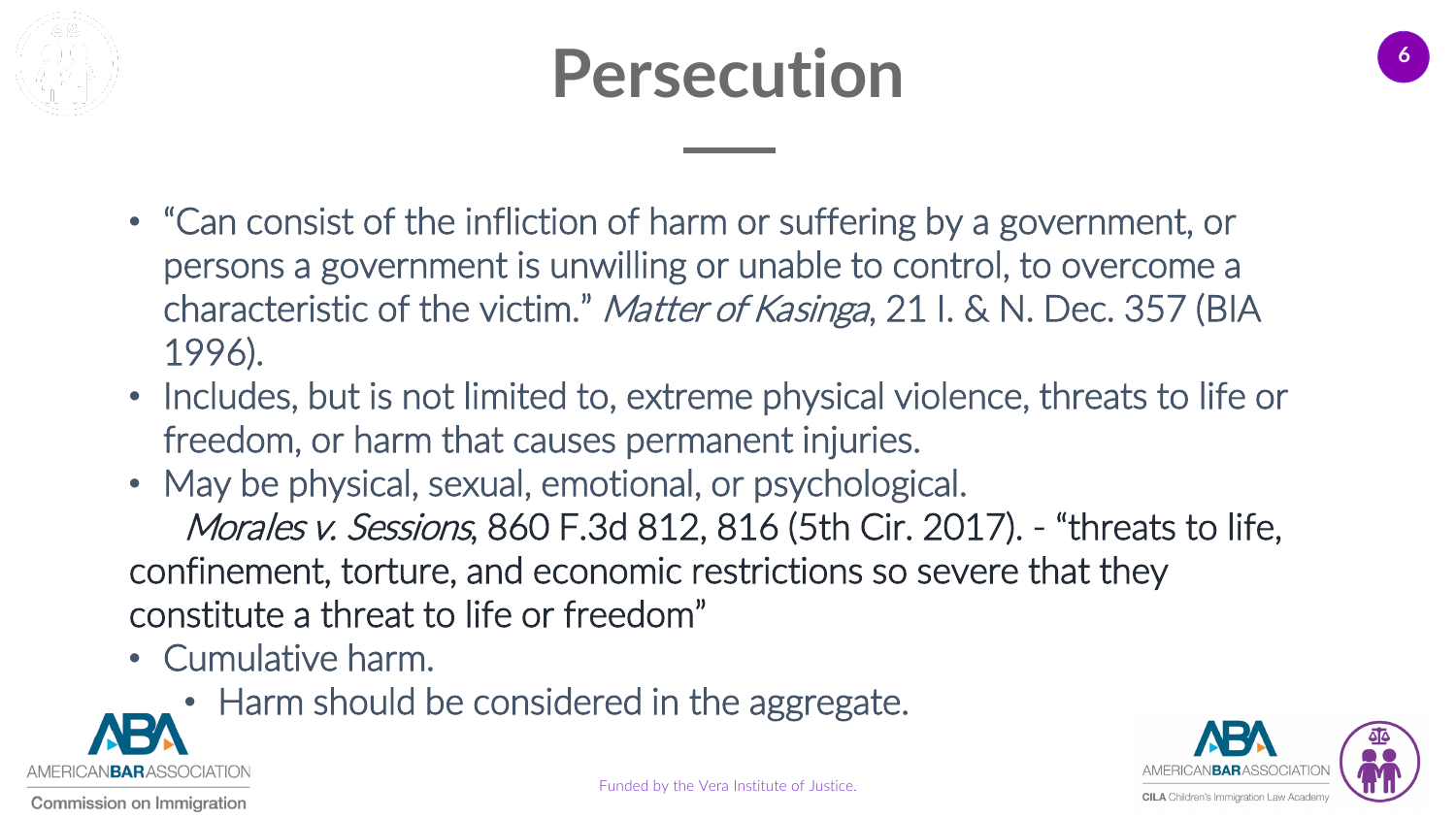# Persecution

- "Can consist of the infliction of harm or suffering by a government, or persons a government is unwilling or unable to control, to overcome a characteristic of the victim." *Matter of Kasinga*, 21 I. & N. Dec. 357 (BIA 1996).
- Includes, but is not limited to, extreme physical violence, threats to life or freedom, or harm that causes permanent injuries.
- May be physical, sexual, emotional, or psychological.

*Morales v. Sessions*, 860 F.3d 812, 816 (5th Cir. 2017). - "threats to life, confinement, torture, and economic restrictions so severe that they constitute a threat to life or freedom"

- Cumulative harm.
  - Harm should be considered in the aggregate.

Funded by the Vera Institute of Justice.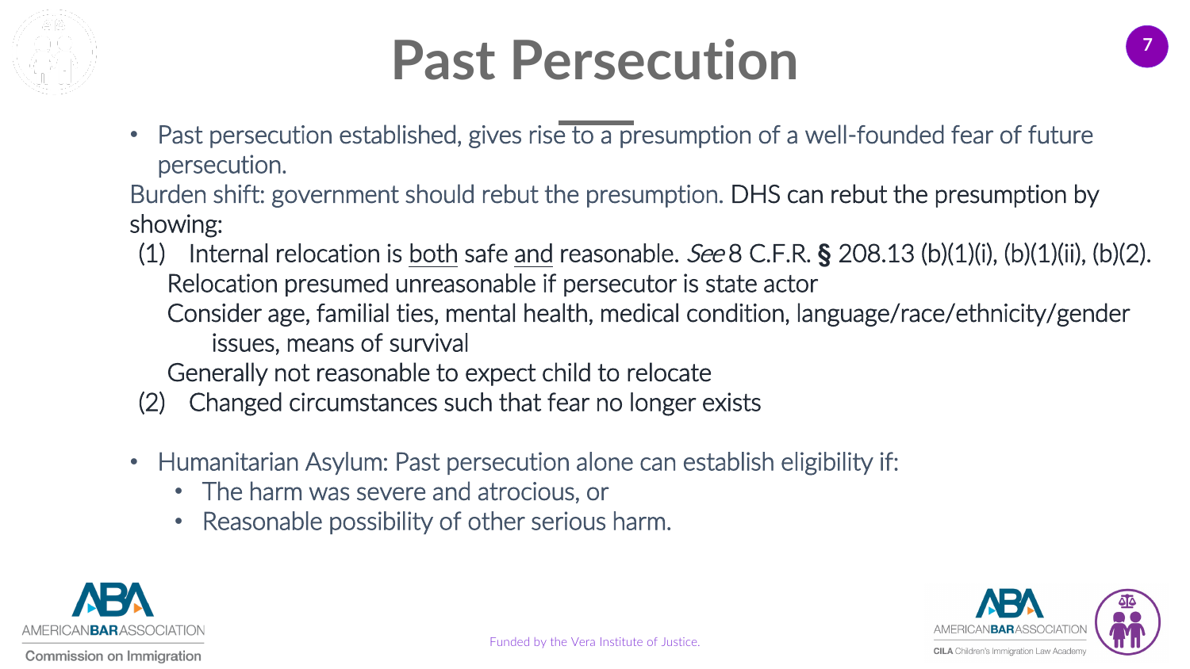# Past Persecution

- Past persecution established, gives rise to a presumption of a well-founded fear of future persecution.

Burden shift: government should rebut the presumption. DHS can rebut the presumption by showing:

(1) Internal relocation is <u>both</u> safe <u>and</u> reasonable. *See* 8 C.F.R. § 208.13 (b)(1)(i), (b)(1)(ii), (b)(2).

Relocation presumed unreasonable if persecutor is state actor

Consider age, familial ties, mental health, medical condition, language/race/ethnicity/gender issues, means of survival

Generally not reasonable to expect child to relocate

(2) Changed circumstances such that fear no longer exists

- Humanitarian Asylum: Past persecution alone can establish eligibility if:
  - The harm was severe and atrocious, or
  - Reasonable possibility of other serious harm.

Funded by the Vera Institute of Justice.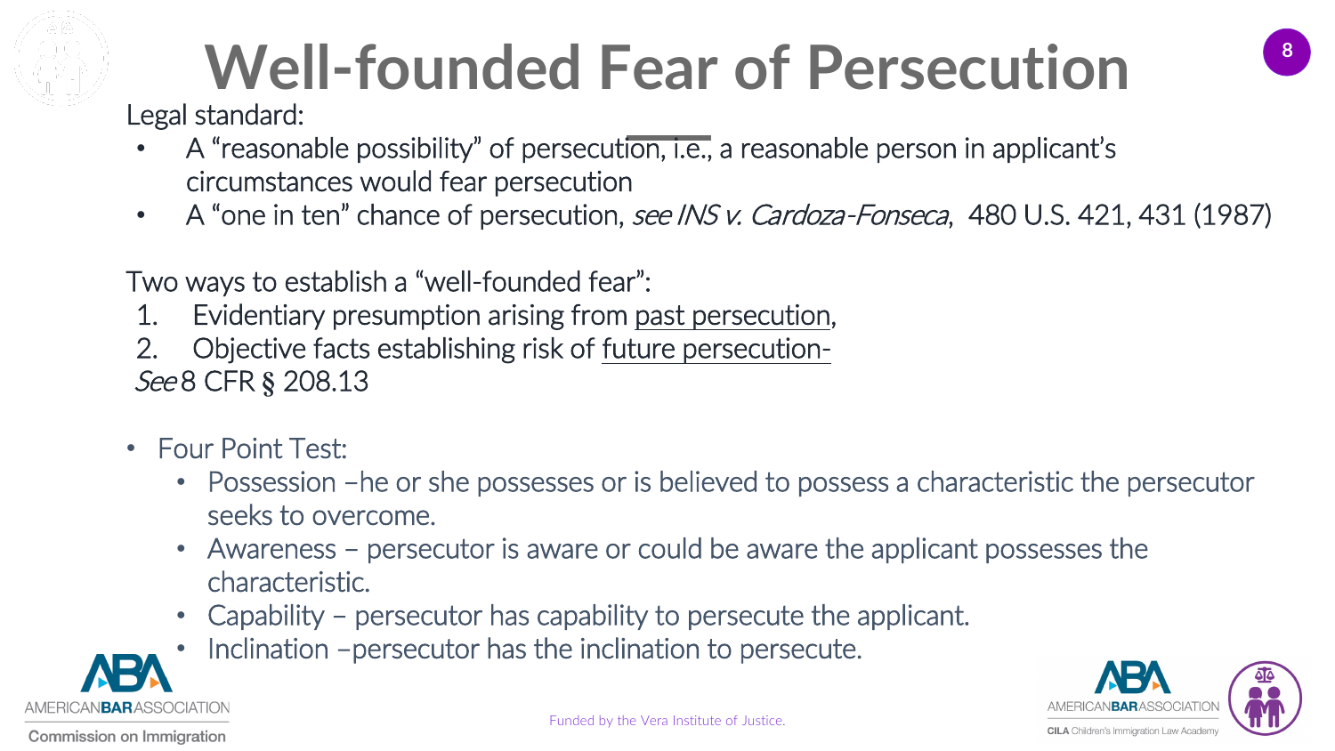# Well-founded Fear of Persecution

Legal standard:

- A "reasonable possibility" of persecution, i.e., a reasonable person in applicant's circumstances would fear persecution
- A "one in ten" chance of persecution, *see INS v. Cardoza-Fonseca*, 480 U.S. 421, 431 (1987)

Two ways to establish a "well-founded fear":

1. Evidentiary presumption arising from past persecution,
2. Objective facts establishing risk of future persecution-

*See* 8 CFR § 208.13

- Four Point Test:
  - Possession –he or she possesses or is believed to possess a characteristic the persecutor seeks to overcome.
  - Awareness – persecutor is aware or could be aware the applicant possesses the characteristic.
  - Capability – persecutor has capability to persecute the applicant.
  - Inclination –persecutor has the inclination to persecute.

Funded by the Vera Institute of Justice.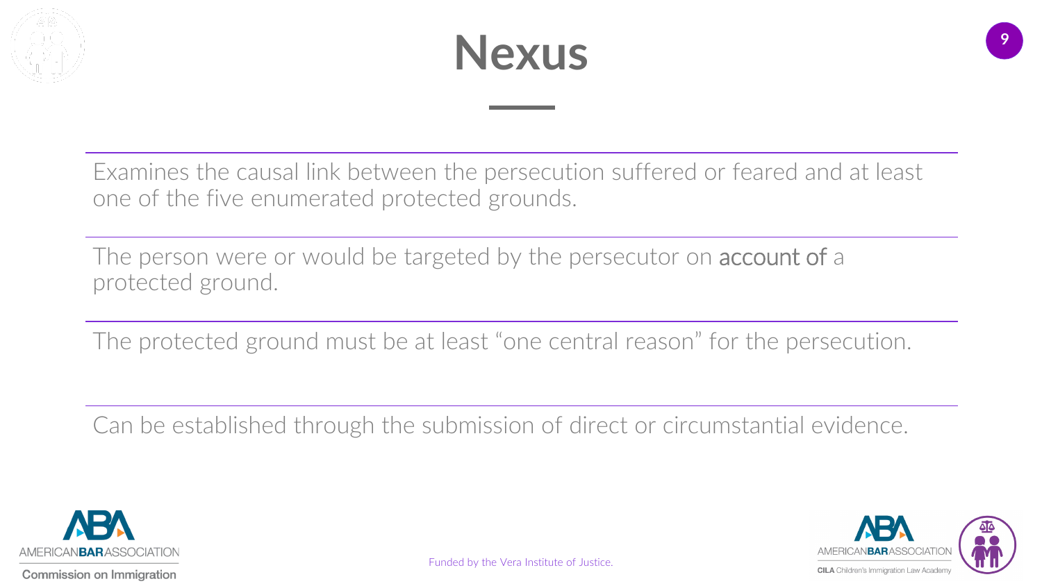# Nexus

Examines the causal link between the persecution suffered or feared and at least one of the five enumerated protected grounds.

The person were or would be targeted by the persecutor on account of a protected ground.

The protected ground must be at least "one central reason" for the persecution.

Can be established through the submission of direct or circumstantial evidence.

Funded by the Vera Institute of Justice.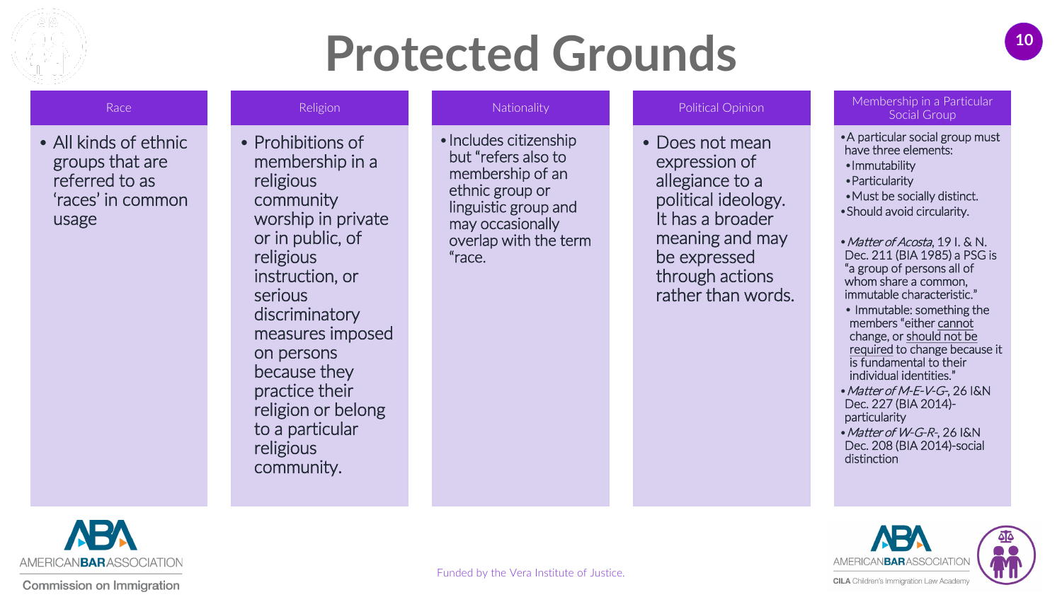# Protected Grounds

## Race

- All kinds of ethnic groups that are referred to as 'races' in common usage

## Religion

- Prohibitions of membership in a religious community worship in private or in public, of religious instruction, or serious discriminatory measures imposed on persons because they practice their religion or belong to a particular religious community.

## Nationality

- Includes citizenship but "refers also to membership of an ethnic group or linguistic group and may occasionally overlap with the term "race.

## Political Opinion

- Does not mean expression of allegiance to a political ideology. It has a broader meaning and may be expressed through actions rather than words.

## Membership in a Particular Social Group

- A particular social group must have three elements:
  - Immutability
  - Particularity
  - Must be socially distinct.
- Should avoid circularity.

- *Matter of Acosta*, 19 I. & N. Dec. 211 (BIA 1985) a PSG is "a group of persons all of whom share a common, immutable characteristic."
  - Immutable: something the members "either cannot change, or should not be required to change because it is fundamental to their individual identities."
- *Matter of M-E-V-G-*, 26 I&N Dec. 227 (BIA 2014)- particularity
- *Matter of W-G-R-*, 26 I&N Dec. 208 (BIA 2014)-social distinction

Funded by the Vera Institute of Justice.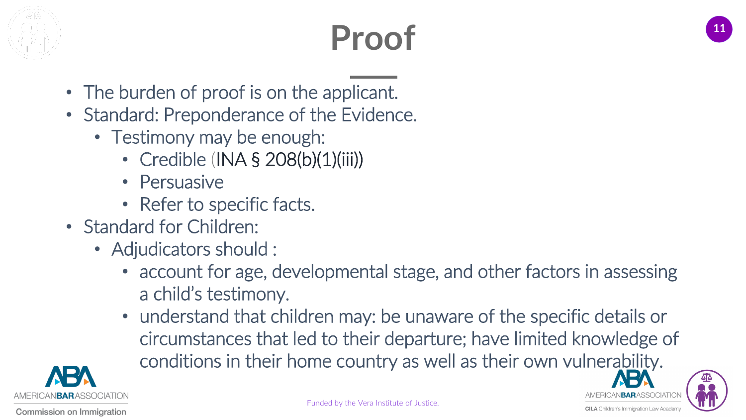# Proof

- The burden of proof is on the applicant.
- Standard: Preponderance of the Evidence.
  - Testimony may be enough:
    - Credible (INA § 208(b)(1)(iii))
    - Persuasive
    - Refer to specific facts.
- Standard for Children:
  - Adjudicators should :
    - account for age, developmental stage, and other factors in assessing a child's testimony.
    - understand that children may: be unaware of the specific details or circumstances that led to their departure; have limited knowledge of conditions in their home country as well as their own vulnerability.

Funded by the Vera Institute of Justice.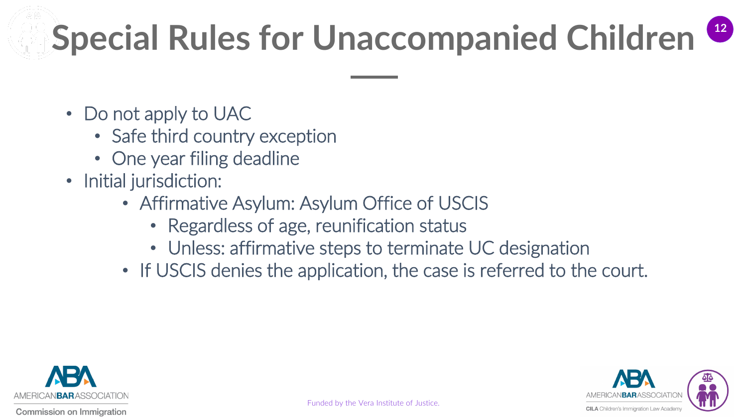# Special Rules for Unaccompanied Children

- Do not apply to UAC
  - Safe third country exception
  - One year filing deadline
- Initial jurisdiction:
  - Affirmative Asylum: Asylum Office of USCIS
    - Regardless of age, reunification status
    - Unless: affirmative steps to terminate UC designation
  - If USCIS denies the application, the case is referred to the court.

Funded by the Vera Institute of Justice.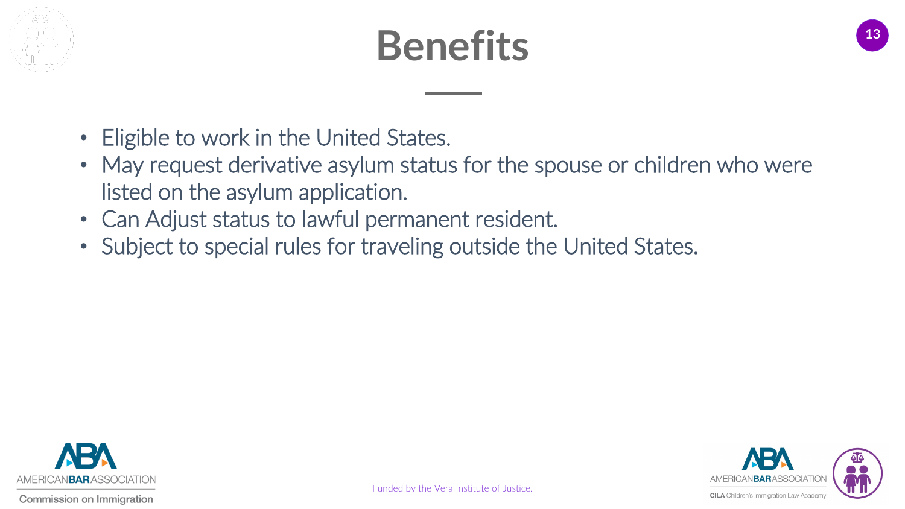# Benefits

- Eligible to work in the United States.
- May request derivative asylum status for the spouse or children who were listed on the asylum application.
- Can Adjust status to lawful permanent resident.
- Subject to special rules for traveling outside the United States.

Funded by the Vera Institute of Justice.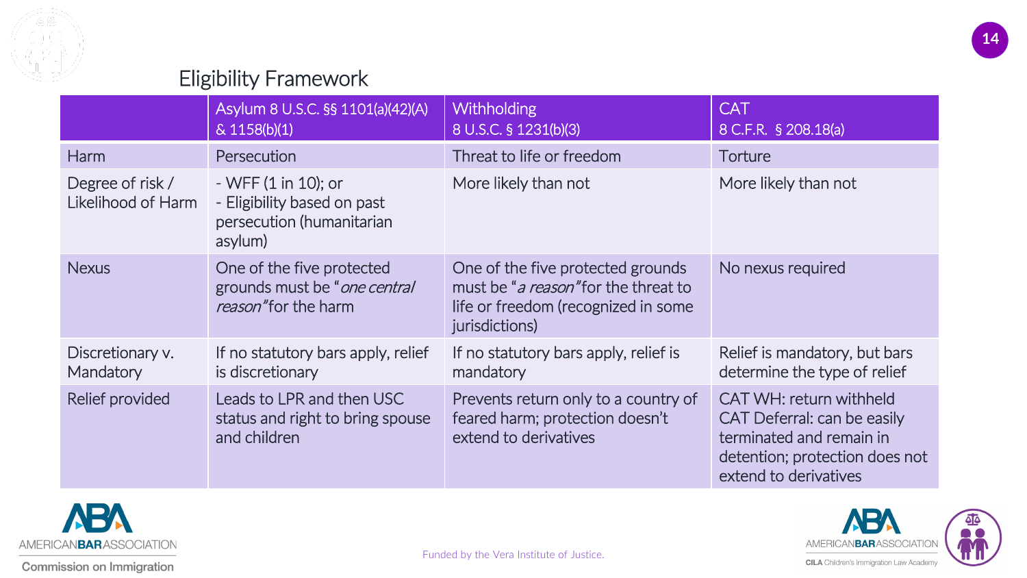## Eligibility Framework

| | Asylum 8 U.S.C. §§ 1101(a)(42)(A) & 1158(b)(1) | Withholding 8 U.S.C. § 1231(b)(3) | CAT 8 C.F.R. § 208.18(a) |
|---|---|---|---|
| Harm | Persecution | Threat to life or freedom | Torture |
| Degree of risk / Likelihood of Harm | - WFF (1 in 10); or<br>- Eligibility based on past persecution (humanitarian asylum) | More likely than not | More likely than not |
| Nexus | One of the five protected grounds must be "*one central reason*" for the harm | One of the five protected grounds must be "*a reason*" for the threat to life or freedom (recognized in some jurisdictions) | No nexus required |
| Discretionary v. Mandatory | If no statutory bars apply, relief is discretionary | If no statutory bars apply, relief is mandatory | Relief is mandatory, but bars determine the type of relief |
| Relief provided | Leads to LPR and then USC status and right to bring spouse and children | Prevents return only to a country of feared harm; protection doesn't extend to derivatives | CAT WH: return withheld<br>CAT Deferral: can be easily terminated and remain in detention; protection does not extend to derivatives |

AMERICAN BAR ASSOCIATION Commission on Immigration

Funded by the Vera Institute of Justice.

AMERICAN BAR ASSOCIATION CILA Children's Immigration Law Academy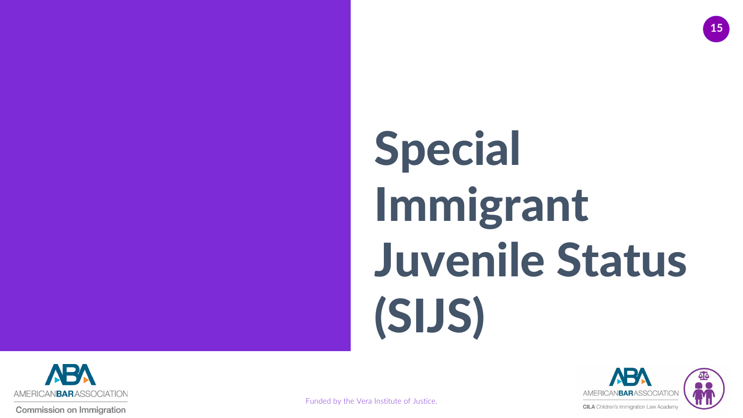# Special Immigrant Juvenile Status (SIJS)

Funded by the Vera Institute of Justice.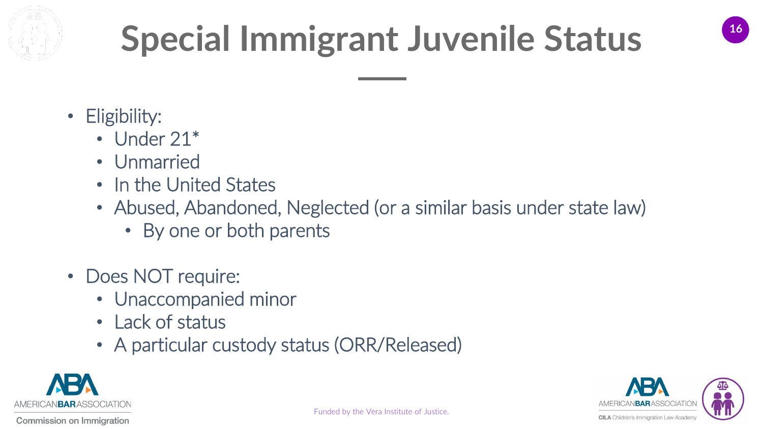# Special Immigrant Juvenile Status

- Eligibility:
  - Under 21*
  - Unmarried
  - In the United States
  - Abused, Abandoned, Neglected (or a similar basis under state law)
    - By one or both parents
- Does NOT require:
  - Unaccompanied minor
  - Lack of status
  - A particular custody status (ORR/Released)

Funded by the Vera Institute of Justice.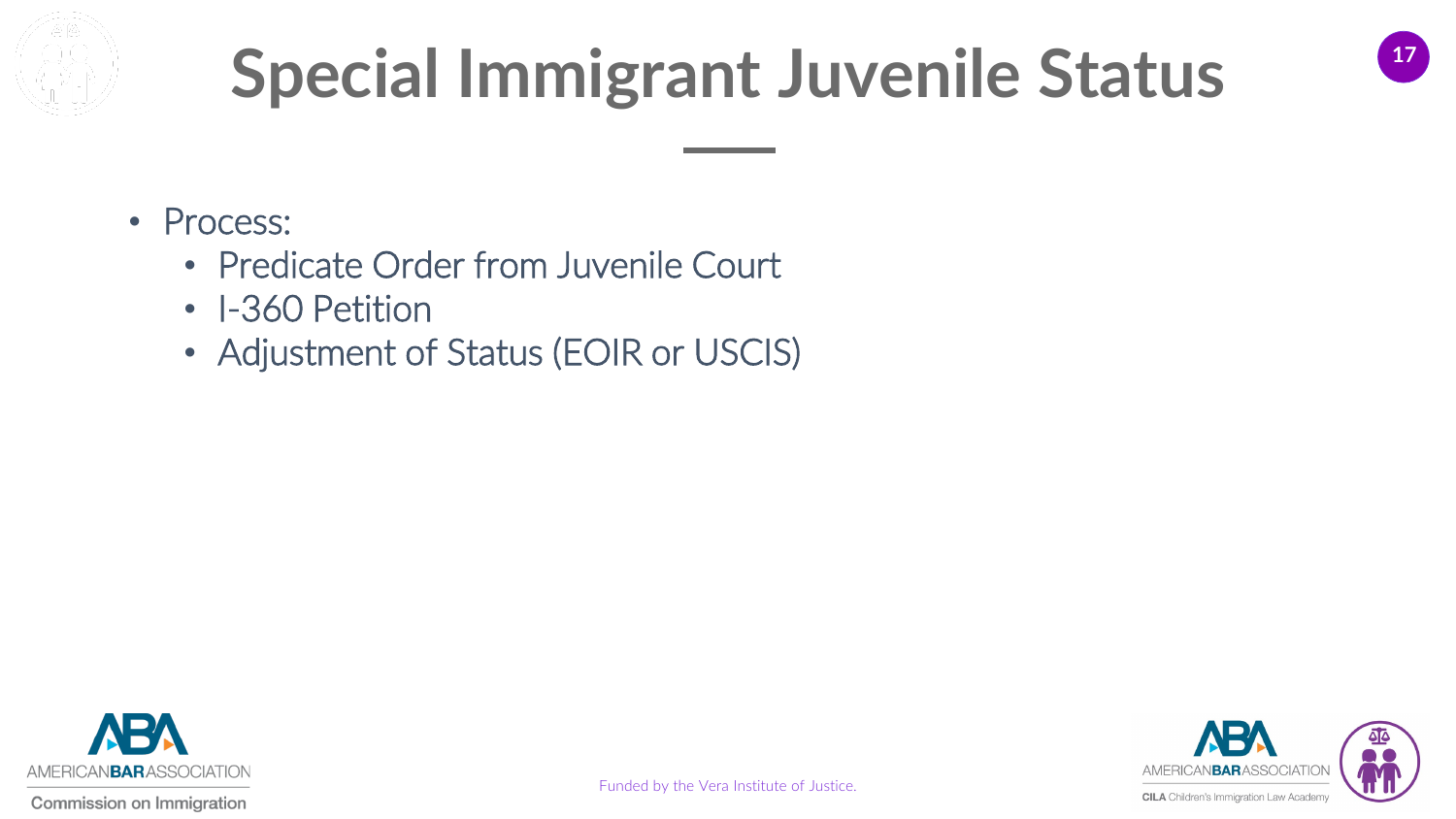# Special Immigrant Juvenile Status

- Process:
  - Predicate Order from Juvenile Court
  - I-360 Petition
  - Adjustment of Status (EOIR or USCIS)

Funded by the Vera Institute of Justice.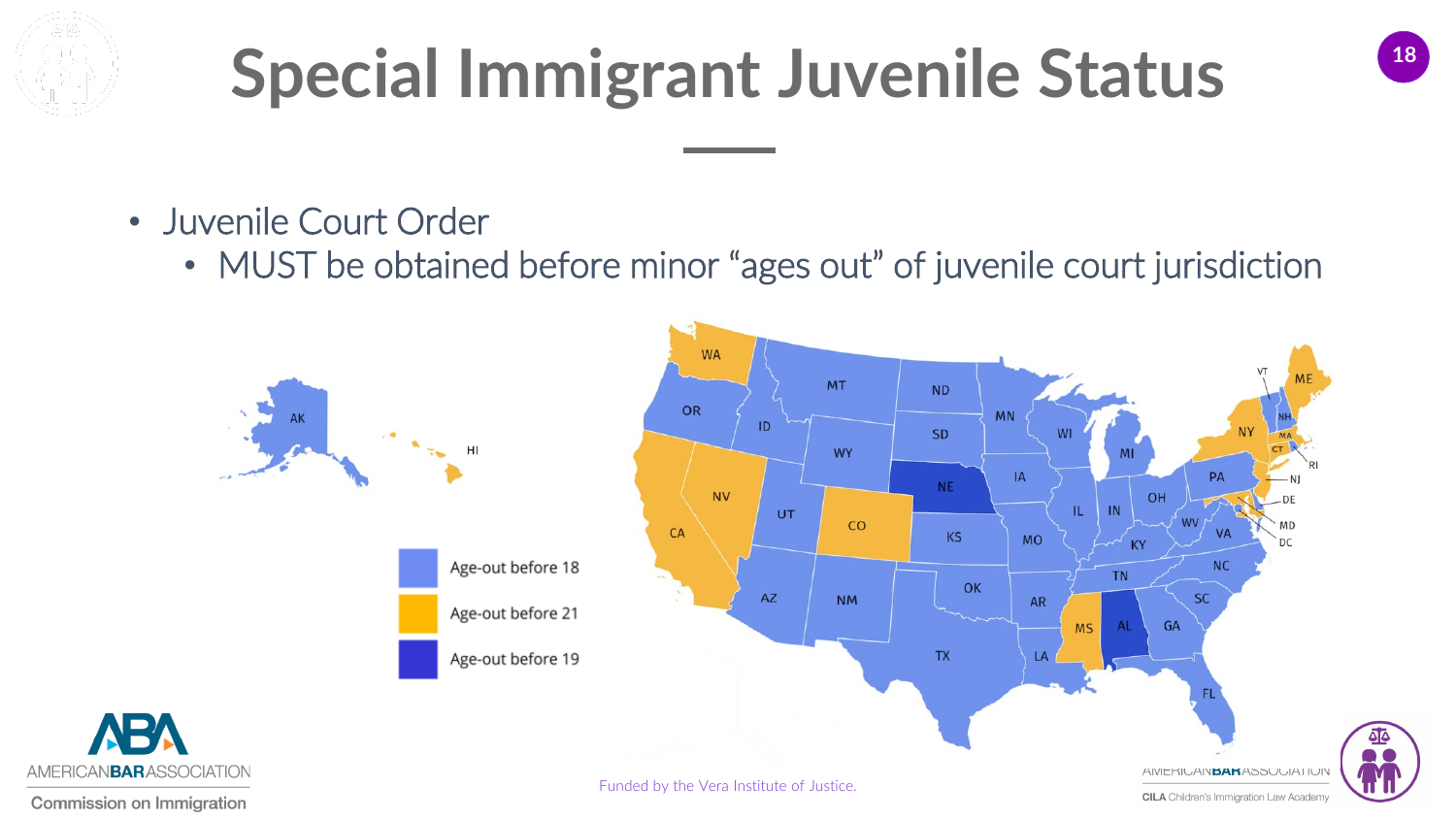# Special Immigrant Juvenile Status

- Juvenile Court Order
  - MUST be obtained before minor "ages out" of juvenile court jurisdiction

Age-out before 18

Age-out before 21

Age-out before 19

Funded by the Vera Institute of Justice.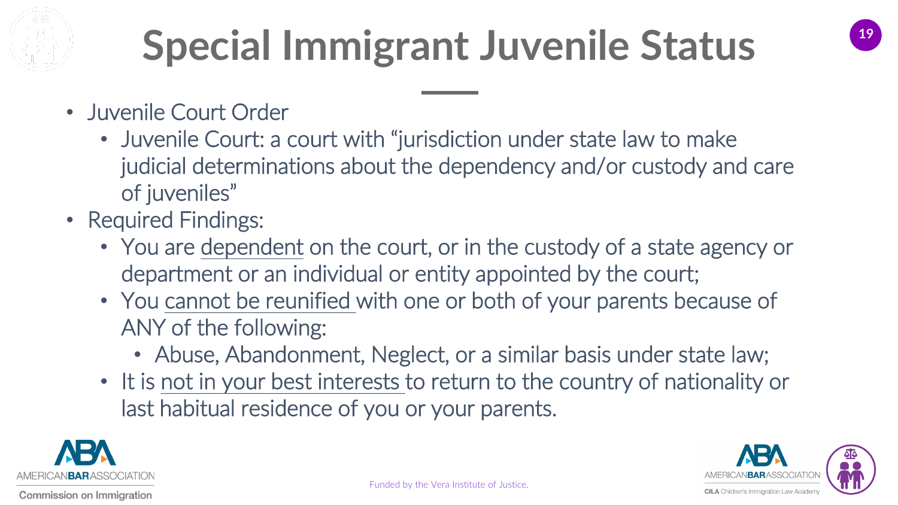# Special Immigrant Juvenile Status

- Juvenile Court Order
  - Juvenile Court: a court with "jurisdiction under state law to make judicial determinations about the dependency and/or custody and care of juveniles"
- Required Findings:
  - You are <u>dependent</u> on the court, or in the custody of a state agency or department or an individual or entity appointed by the court;
  - You <u>cannot be reunified</u> with one or both of your parents because of ANY of the following:
    - Abuse, Abandonment, Neglect, or a similar basis under state law;
  - It is <u>not in your best interests</u> to return to the country of nationality or last habitual residence of you or your parents.

AMERICAN BAR ASSOCIATION
Commission on Immigration

Funded by the Vera Institute of Justice.

AMERICAN BAR ASSOCIATION
CILA Children's Immigration Law Academy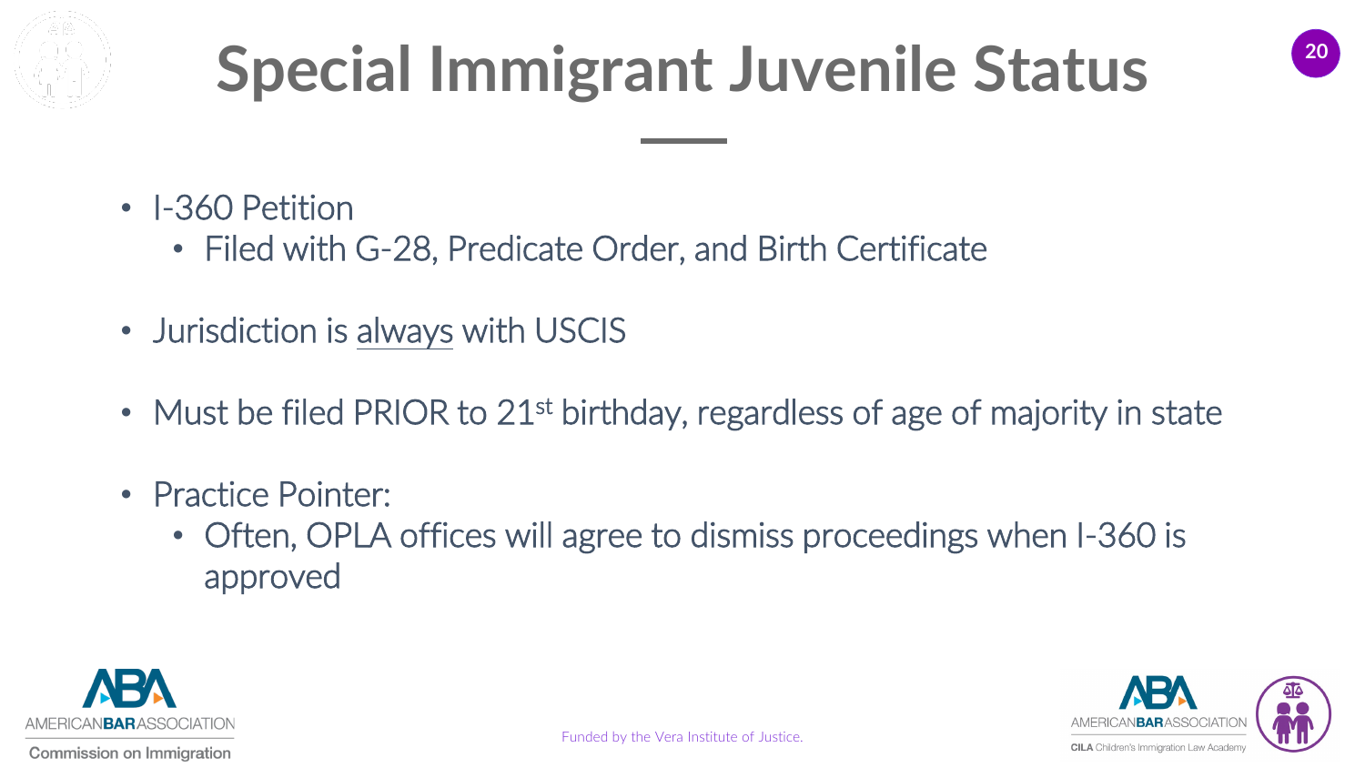# Special Immigrant Juvenile Status

- I-360 Petition
  - Filed with G-28, Predicate Order, and Birth Certificate
- Jurisdiction is <u>always</u> with USCIS
- Must be filed PRIOR to 21st birthday, regardless of age of majority in state
- Practice Pointer:
  - Often, OPLA offices will agree to dismiss proceedings when I-360 is approved

AMERICAN BAR ASSOCIATION
Commission on Immigration

Funded by the Vera Institute of Justice.

AMERICAN BAR ASSOCIATION
CILA Children's Immigration Law Academy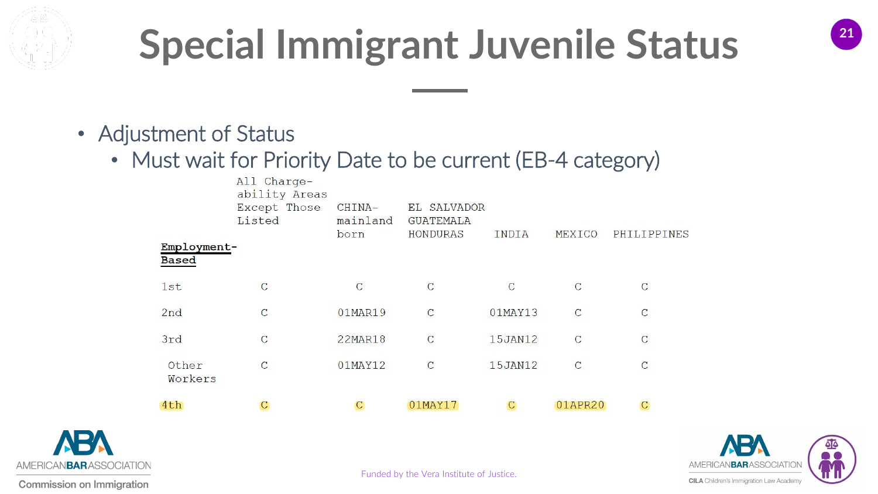# Special Immigrant Juvenile Status

- Adjustment of Status
  - Must wait for Priority Date to be current (EB-4 category)

| Employment-Based | All Chargeability Areas Except Those Listed | CHINA-mainland born | EL SALVADOR GUATEMALA HONDURAS | INDIA | MEXICO | PHILIPPINES |
|---|---|---|---|---|---|---|
| 1st | C | C | C | C | C | C |
| 2nd | C | 01MAR19 | C | 01MAY13 | C | C |
| 3rd | C | 22MAR18 | C | 15JAN12 | C | C |
| Other Workers | C | 01MAY12 | C | 15JAN12 | C | C |
| 4th | C | C | 01MAY17 | C | 01APR20 | C |

Funded by the Vera Institute of Justice.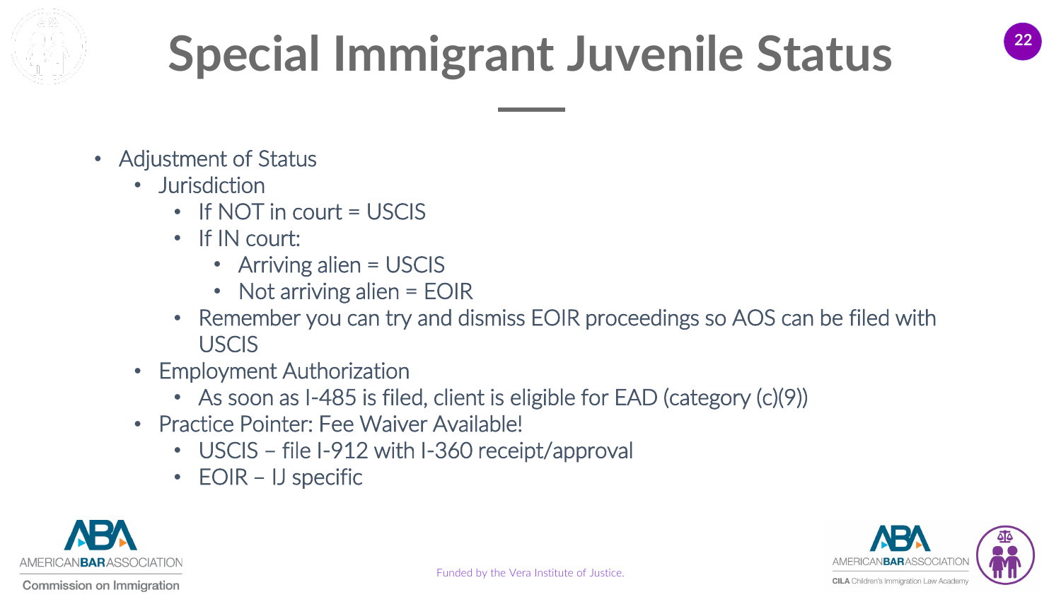# Special Immigrant Juvenile Status

- Adjustment of Status
  - Jurisdiction
    - If NOT in court = USCIS
    - If IN court:
      - Arriving alien = USCIS
      - Not arriving alien = EOIR
    - Remember you can try and dismiss EOIR proceedings so AOS can be filed with USCIS
  - Employment Authorization
    - As soon as I-485 is filed, client is eligible for EAD (category (c)(9))
  - Practice Pointer: Fee Waiver Available!
    - USCIS – file I-912 with I-360 receipt/approval
    - EOIR – IJ specific

AMERICAN BAR ASSOCIATION Commission on Immigration

Funded by the Vera Institute of Justice.

AMERICAN BAR ASSOCIATION CILA Children's Immigration Law Academy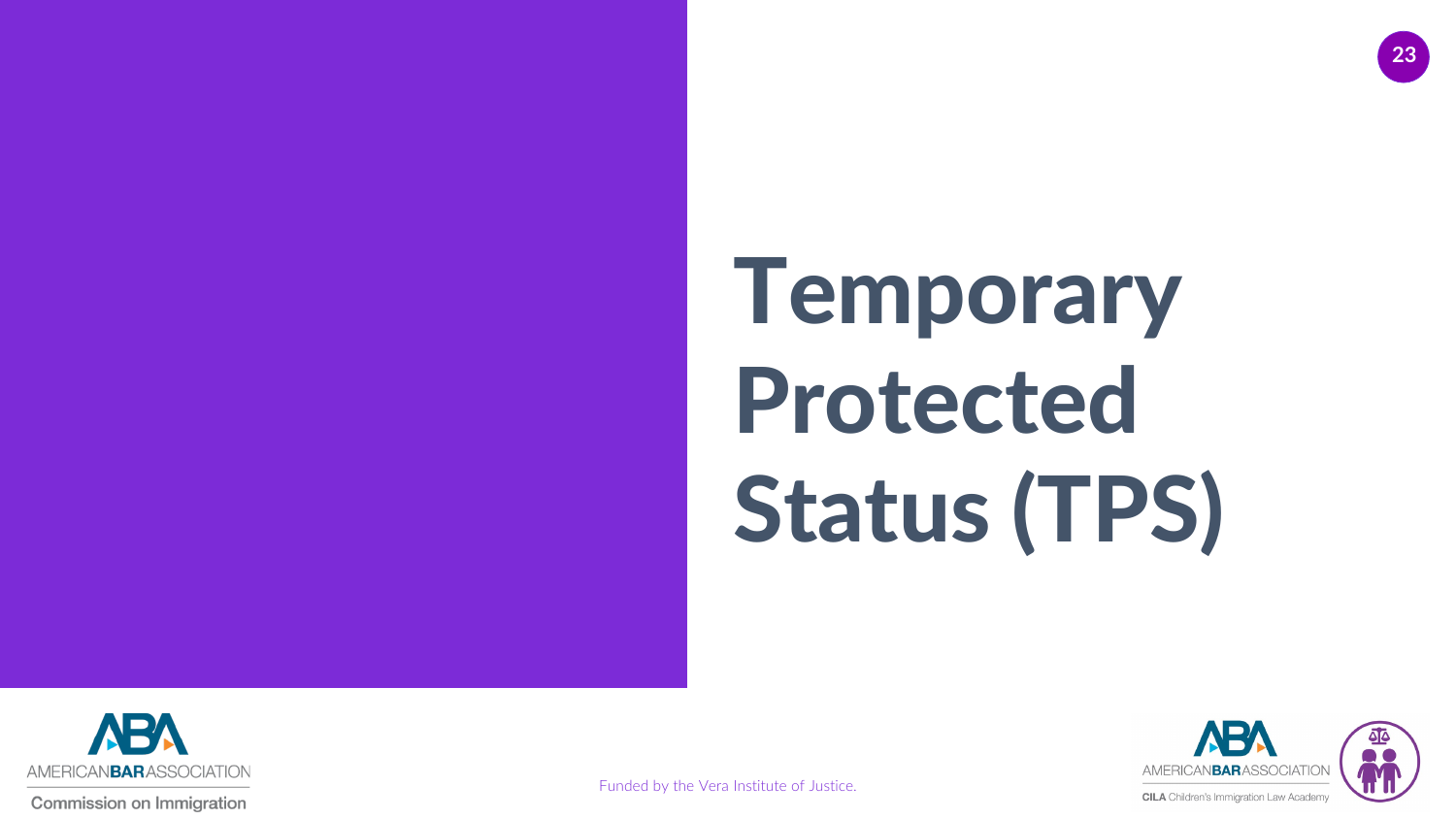# Temporary Protected Status (TPS)

Funded by the Vera Institute of Justice.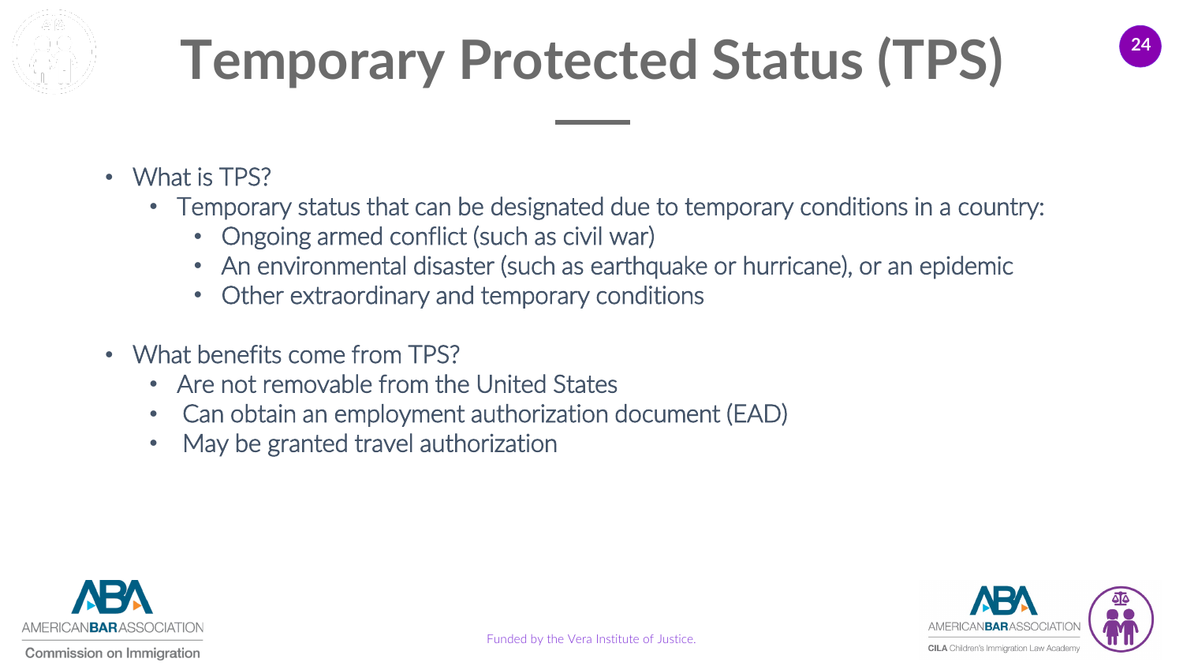# Temporary Protected Status (TPS)

- What is TPS?
  - Temporary status that can be designated due to temporary conditions in a country:
    - Ongoing armed conflict (such as civil war)
    - An environmental disaster (such as earthquake or hurricane), or an epidemic
    - Other extraordinary and temporary conditions

- What benefits come from TPS?
  - Are not removable from the United States
  - Can obtain an employment authorization document (EAD)
  - May be granted travel authorization

Funded by the Vera Institute of Justice.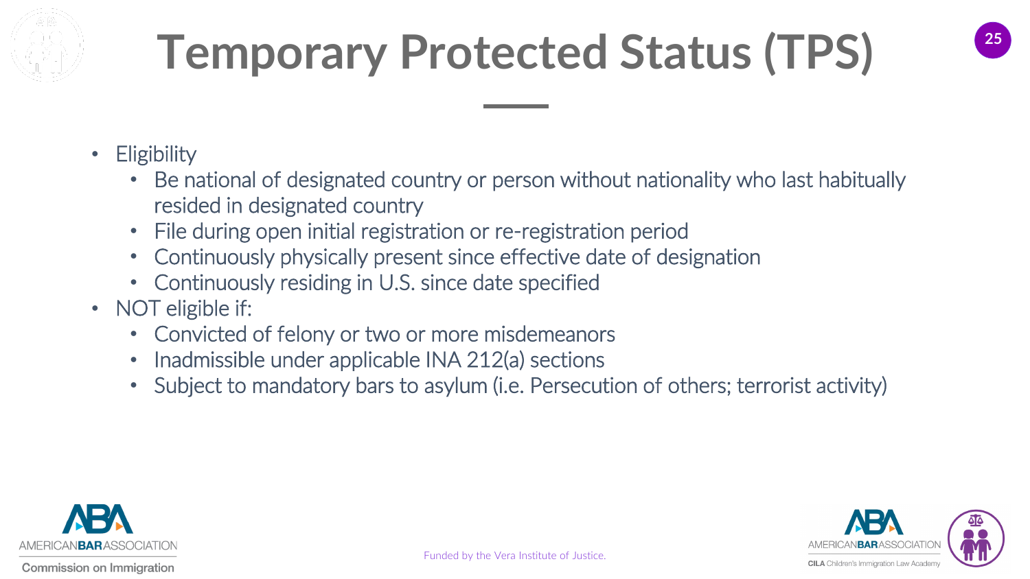# Temporary Protected Status (TPS)

- Eligibility
  - Be national of designated country or person without nationality who last habitually resided in designated country
  - File during open initial registration or re-registration period
  - Continuously physically present since effective date of designation
  - Continuously residing in U.S. since date specified
- NOT eligible if:
  - Convicted of felony or two or more misdemeanors
  - Inadmissible under applicable INA 212(a) sections
  - Subject to mandatory bars to asylum (i.e. Persecution of others; terrorist activity)

AMERICAN BAR ASSOCIATION Commission on Immigration

Funded by the Vera Institute of Justice.

AMERICAN BAR ASSOCIATION CILA Children's Immigration Law Academy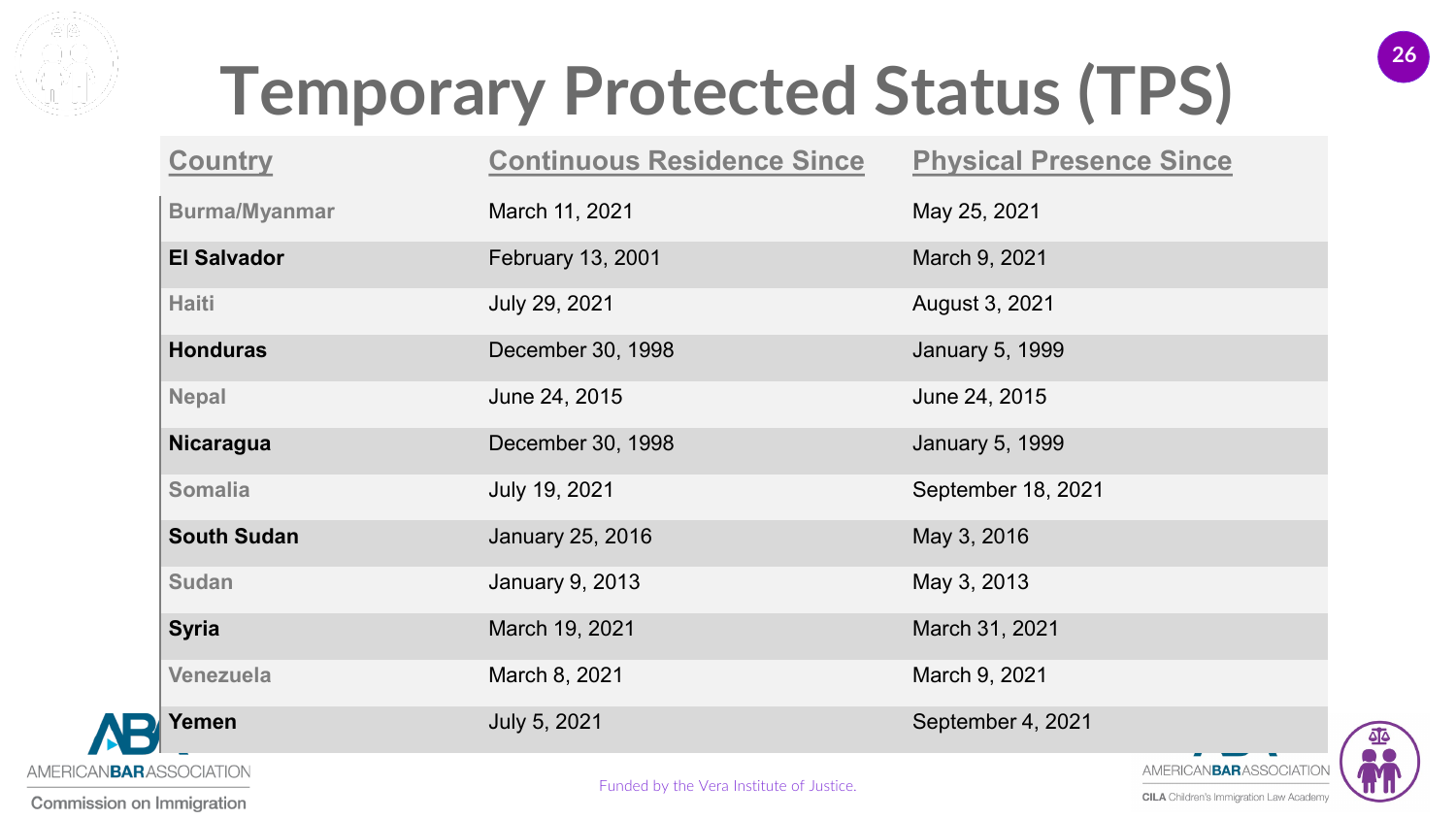# Temporary Protected Status (TPS)

| Country | Continuous Residence Since | Physical Presence Since |
|---|---|---|
| **Burma/Myanmar** | March 11, 2021 | May 25, 2021 |
| **El Salvador** | February 13, 2001 | March 9, 2021 |
| **Haiti** | July 29, 2021 | August 3, 2021 |
| **Honduras** | December 30, 1998 | January 5, 1999 |
| **Nepal** | June 24, 2015 | June 24, 2015 |
| **Nicaragua** | December 30, 1998 | January 5, 1999 |
| **Somalia** | July 19, 2021 | September 18, 2021 |
| **South Sudan** | January 25, 2016 | May 3, 2016 |
| **Sudan** | January 9, 2013 | May 3, 2013 |
| **Syria** | March 19, 2021 | March 31, 2021 |
| **Venezuela** | March 8, 2021 | March 9, 2021 |
| **Yemen** | July 5, 2021 | September 4, 2021 |

AMERICAN BAR ASSOCIATION
Commission on Immigration

Funded by the Vera Institute of Justice.

AMERICAN BAR ASSOCIATION
CILA Children's Immigration Law Academy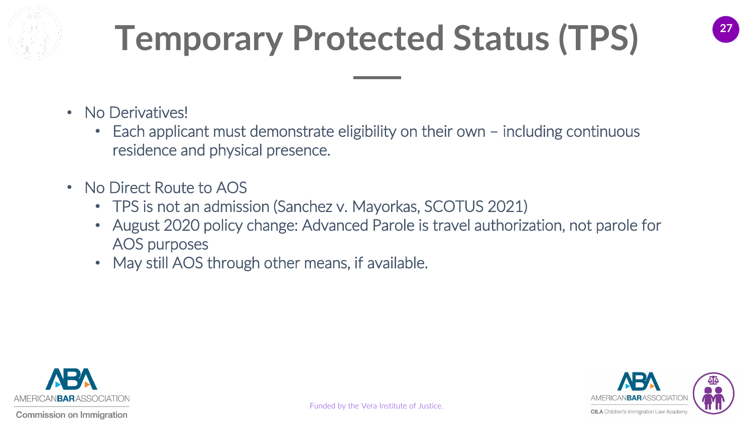# Temporary Protected Status (TPS)

- No Derivatives!
  - Each applicant must demonstrate eligibility on their own – including continuous residence and physical presence.
- No Direct Route to AOS
  - TPS is not an admission (Sanchez v. Mayorkas, SCOTUS 2021)
  - August 2020 policy change: Advanced Parole is travel authorization, not parole for AOS purposes
  - May still AOS through other means, if available.

Funded by the Vera Institute of Justice.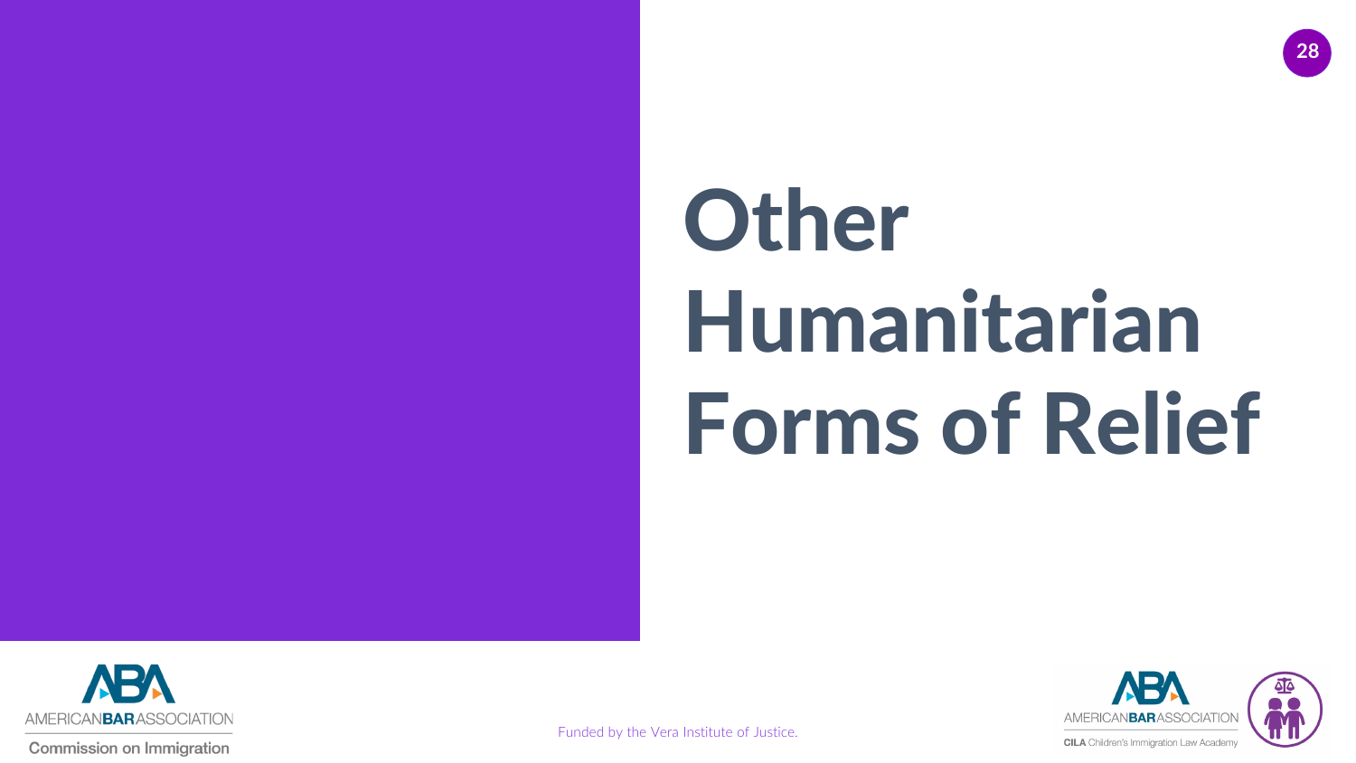# Other Humanitarian Forms of Relief

Funded by the Vera Institute of Justice.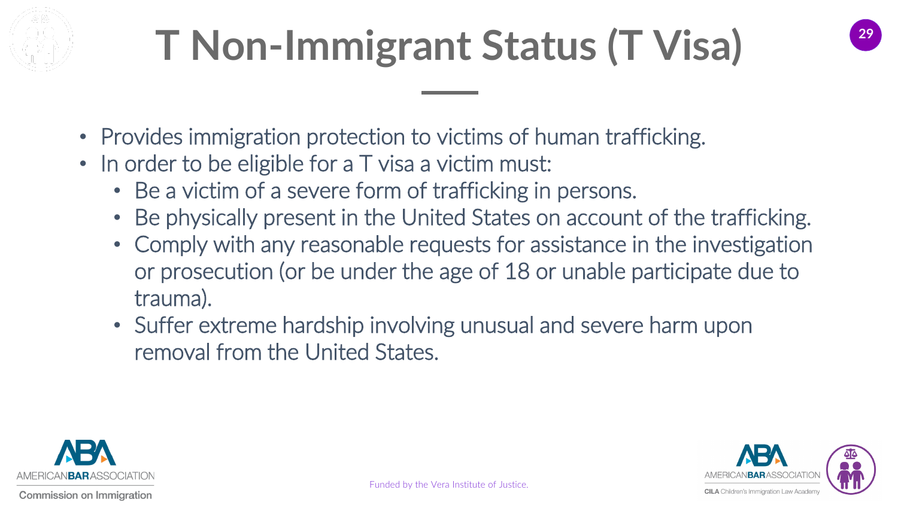# T Non-Immigrant Status (T Visa)

- Provides immigration protection to victims of human trafficking.
- In order to be eligible for a T visa a victim must:
  - Be a victim of a severe form of trafficking in persons.
  - Be physically present in the United States on account of the trafficking.
  - Comply with any reasonable requests for assistance in the investigation or prosecution (or be under the age of 18 or unable participate due to trauma).
  - Suffer extreme hardship involving unusual and severe harm upon removal from the United States.

Funded by the Vera Institute of Justice.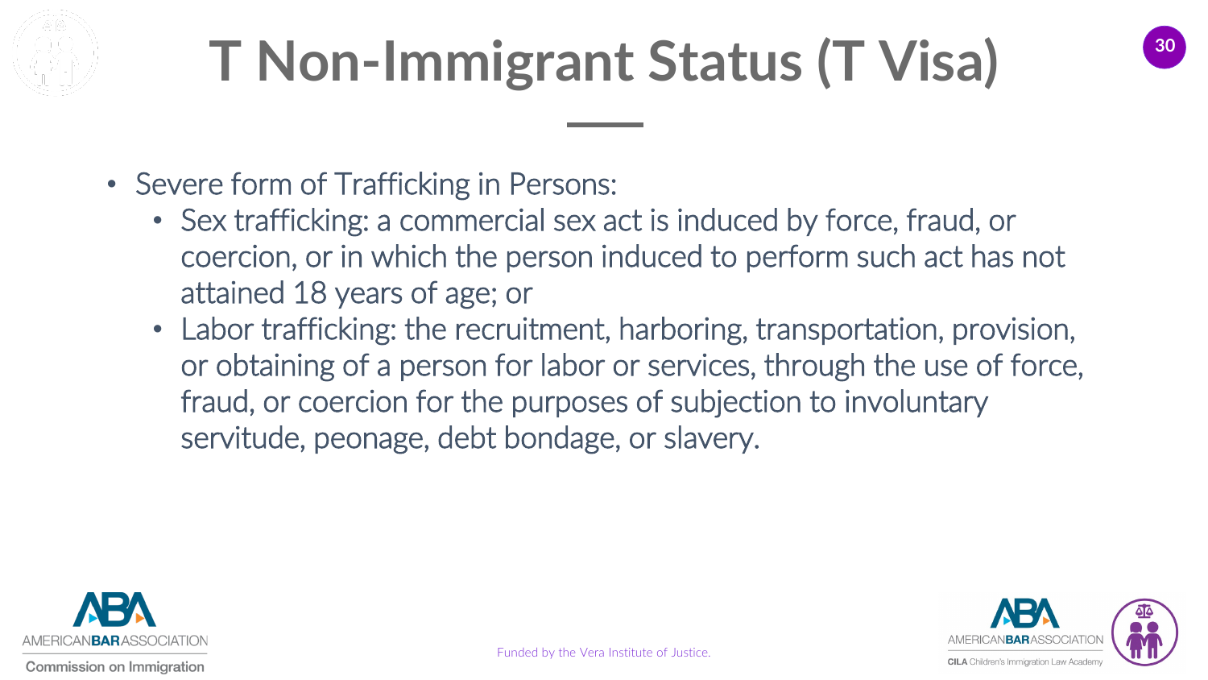# T Non-Immigrant Status (T Visa)

- Severe form of Trafficking in Persons:
  - Sex trafficking: a commercial sex act is induced by force, fraud, or coercion, or in which the person induced to perform such act has not attained 18 years of age; or
  - Labor trafficking: the recruitment, harboring, transportation, provision, or obtaining of a person for labor or services, through the use of force, fraud, or coercion for the purposes of subjection to involuntary servitude, peonage, debt bondage, or slavery.

Funded by the Vera Institute of Justice.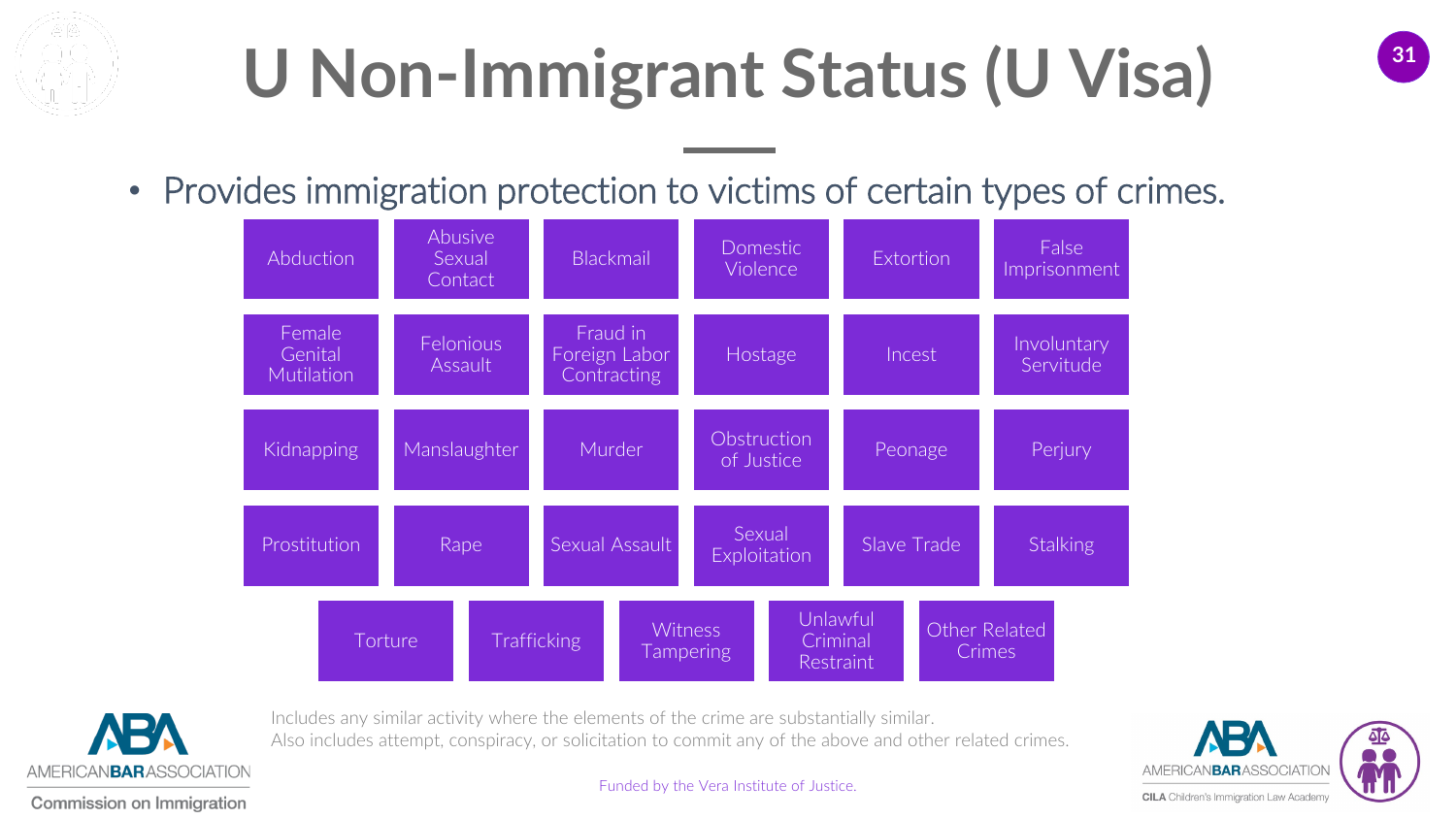# U Non-Immigrant Status (U Visa)

- Provides immigration protection to victims of certain types of crimes.

| | | | | | |
|---|---|---|---|---|---|
| Abduction | Abusive Sexual Contact | Blackmail | Domestic Violence | Extortion | False Imprisonment |
| Female Genital Mutilation | Felonious Assault | Fraud in Foreign Labor Contracting | Hostage | Incest | Involuntary Servitude |
| Kidnapping | Manslaughter | Murder | Obstruction of Justice | Peonage | Perjury |
| Prostitution | Rape | Sexual Assault | Sexual Exploitation | Slave Trade | Stalking |
| Torture | Trafficking | Witness Tampering | Unlawful Criminal Restraint | Other Related Crimes | |

Includes any similar activity where the elements of the crime are substantially similar.
Also includes attempt, conspiracy, or solicitation to commit any of the above and other related crimes.

AMERICAN BAR ASSOCIATION
Commission on Immigration

Funded by the Vera Institute of Justice.

AMERICAN BAR ASSOCIATION
CILA Children's Immigration Law Academy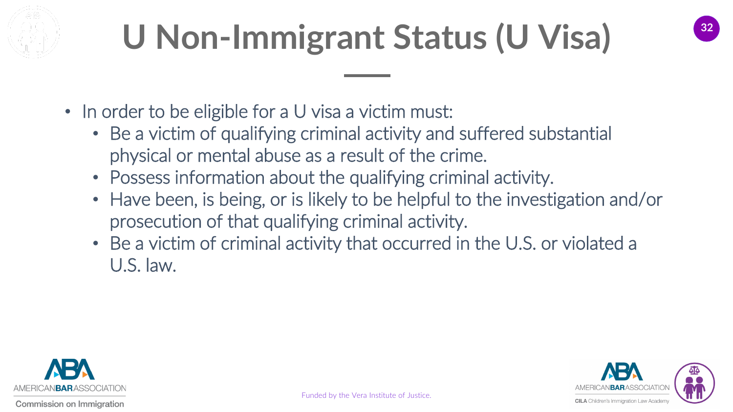# U Non-Immigrant Status (U Visa)

- In order to be eligible for a U visa a victim must:
  - Be a victim of qualifying criminal activity and suffered substantial physical or mental abuse as a result of the crime.
  - Possess information about the qualifying criminal activity.
  - Have been, is being, or is likely to be helpful to the investigation and/or prosecution of that qualifying criminal activity.
  - Be a victim of criminal activity that occurred in the U.S. or violated a U.S. law.

Funded by the Vera Institute of Justice.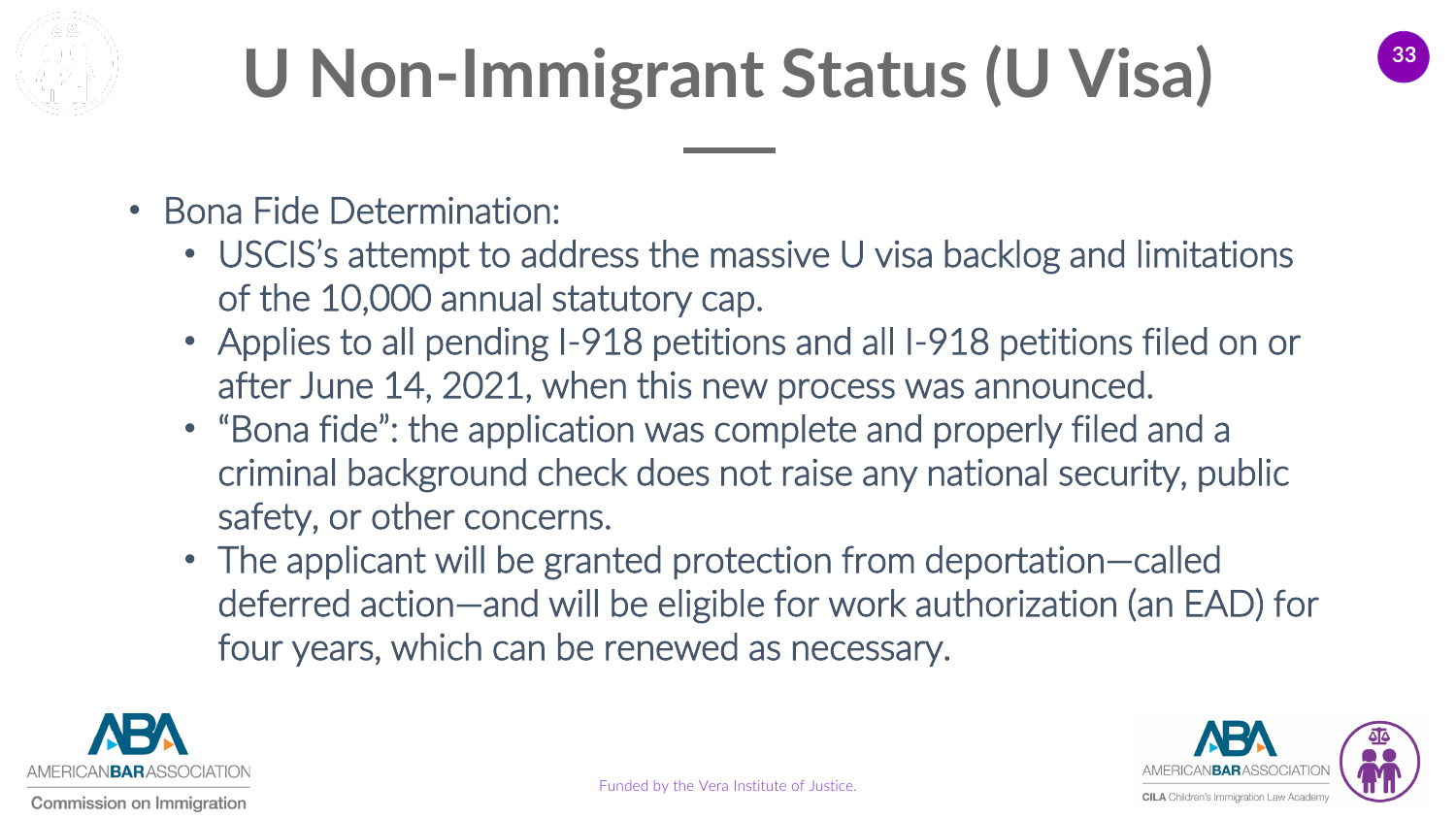# U Non-Immigrant Status (U Visa)

- Bona Fide Determination:
  - USCIS's attempt to address the massive U visa backlog and limitations of the 10,000 annual statutory cap.
  - Applies to all pending I-918 petitions and all I-918 petitions filed on or after June 14, 2021, when this new process was announced.
  - "Bona fide": the application was complete and properly filed and a criminal background check does not raise any national security, public safety, or other concerns.
  - The applicant will be granted protection from deportation—called deferred action—and will be eligible for work authorization (an EAD) for four years, which can be renewed as necessary.

Funded by the Vera Institute of Justice.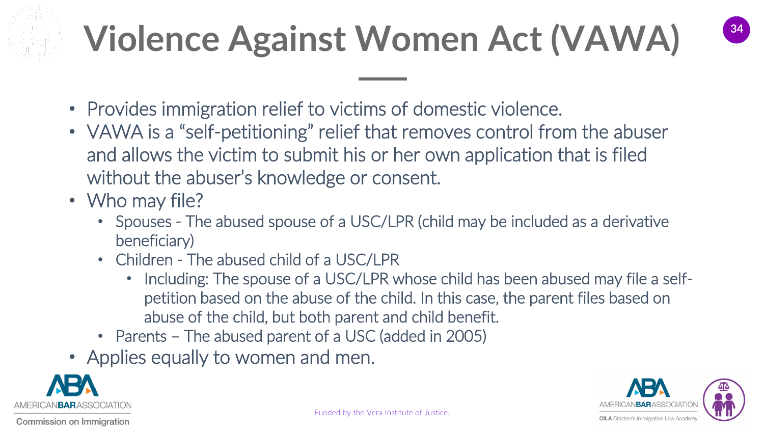# Violence Against Women Act (VAWA)

- Provides immigration relief to victims of domestic violence.
- VAWA is a "self-petitioning" relief that removes control from the abuser and allows the victim to submit his or her own application that is filed without the abuser's knowledge or consent.
- Who may file?
  - Spouses - The abused spouse of a USC/LPR (child may be included as a derivative beneficiary)
  - Children - The abused child of a USC/LPR
    - Including: The spouse of a USC/LPR whose child has been abused may file a self-petition based on the abuse of the child. In this case, the parent files based on abuse of the child, but both parent and child benefit.
  - Parents – The abused parent of a USC (added in 2005)
- Applies equally to women and men.

AMERICAN BAR ASSOCIATION Commission on Immigration

Funded by the Vera Institute of Justice.

AMERICAN BAR ASSOCIATION CILA Children's Immigration Law Academy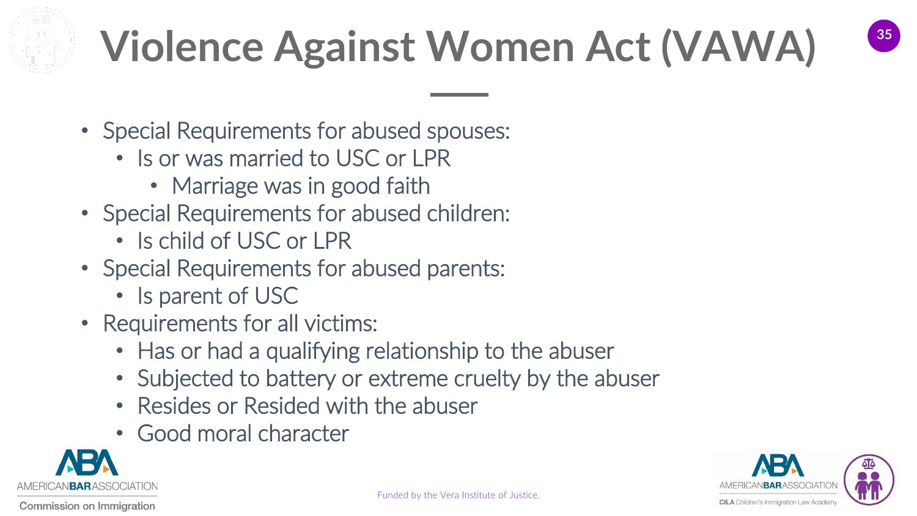# Violence Against Women Act (VAWA)

- Special Requirements for abused spouses:
  - Is or was married to USC or LPR
    - Marriage was in good faith
- Special Requirements for abused children:
  - Is child of USC or LPR
- Special Requirements for abused parents:
  - Is parent of USC
- Requirements for all victims:
  - Has or had a qualifying relationship to the abuser
  - Subjected to battery or extreme cruelty by the abuser
  - Resides or Resided with the abuser
  - Good moral character

Funded by the Vera Institute of Justice.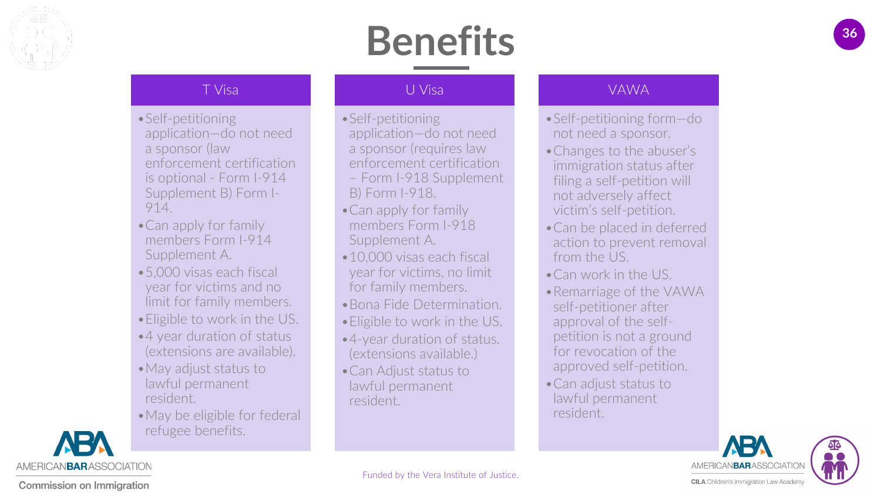# Benefits

## T Visa

- Self-petitioning application—do not need a sponsor (law enforcement certification is optional - Form I-914 Supplement B) Form I-914.
- Can apply for family members Form I-914 Supplement A.
- 5,000 visas each fiscal year for victims and no limit for family members.
- Eligible to work in the US.
- 4 year duration of status (extensions are available).
- May adjust status to lawful permanent resident.
- May be eligible for federal refugee benefits.

## U Visa

- Self-petitioning application—do not need a sponsor (requires law enforcement certification – Form I-918 Supplement B) Form I-918.
- Can apply for family members Form I-918 Supplement A.
- 10,000 visas each fiscal year for victims, no limit for family members.
- Bona Fide Determination.
- Eligible to work in the US.
- 4-year duration of status. (extensions available.)
- Can Adjust status to lawful permanent resident.

## VAWA

- Self-petitioning form—do not need a sponsor.
- Changes to the abuser's immigration status after filing a self-petition will not adversely affect victim's self-petition.
- Can be placed in deferred action to prevent removal from the US.
- Can work in the US.
- Remarriage of the VAWA self-petitioner after approval of the self-petition is not a ground for revocation of the approved self-petition.
- Can adjust status to lawful permanent resident.

AMERICAN BAR ASSOCIATION Commission on Immigration

Funded by the Vera Institute of Justice.

AMERICAN BAR ASSOCIATION CILA Children's Immigration Law Academy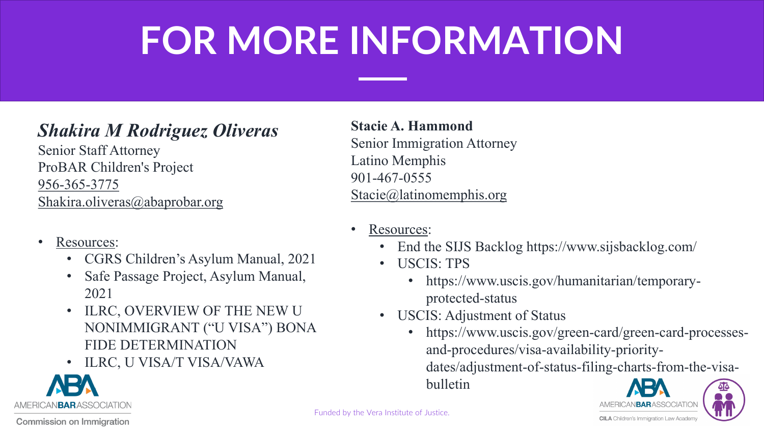# FOR MORE INFORMATION

***Shakira M Rodriguez Oliveras***
Senior Staff Attorney
ProBAR Children's Project
956-365-3775
Shakira.oliveras@abaprobar.org

- Resources:
  - CGRS Children's Asylum Manual, 2021
  - Safe Passage Project, Asylum Manual, 2021
  - ILRC, OVERVIEW OF THE NEW U NONIMMIGRANT ("U VISA") BONA FIDE DETERMINATION
  - ILRC, U VISA/T VISA/VAWA

**Stacie A. Hammond**
Senior Immigration Attorney
Latino Memphis
901-467-0555
Stacie@latinomemphis.org

- Resources:
  - End the SIJS Backlog https://www.sijsbacklog.com/
  - USCIS: TPS
    - https://www.uscis.gov/humanitarian/temporary-protected-status
  - USCIS: Adjustment of Status
    - https://www.uscis.gov/green-card/green-card-processes-and-procedures/visa-availability-priority-dates/adjustment-of-status-filing-charts-from-the-visa-bulletin

AMERICAN BAR ASSOCIATION
Commission on Immigration

Funded by the Vera Institute of Justice.

AMERICAN BAR ASSOCIATION
CILA Children's Immigration Law Academy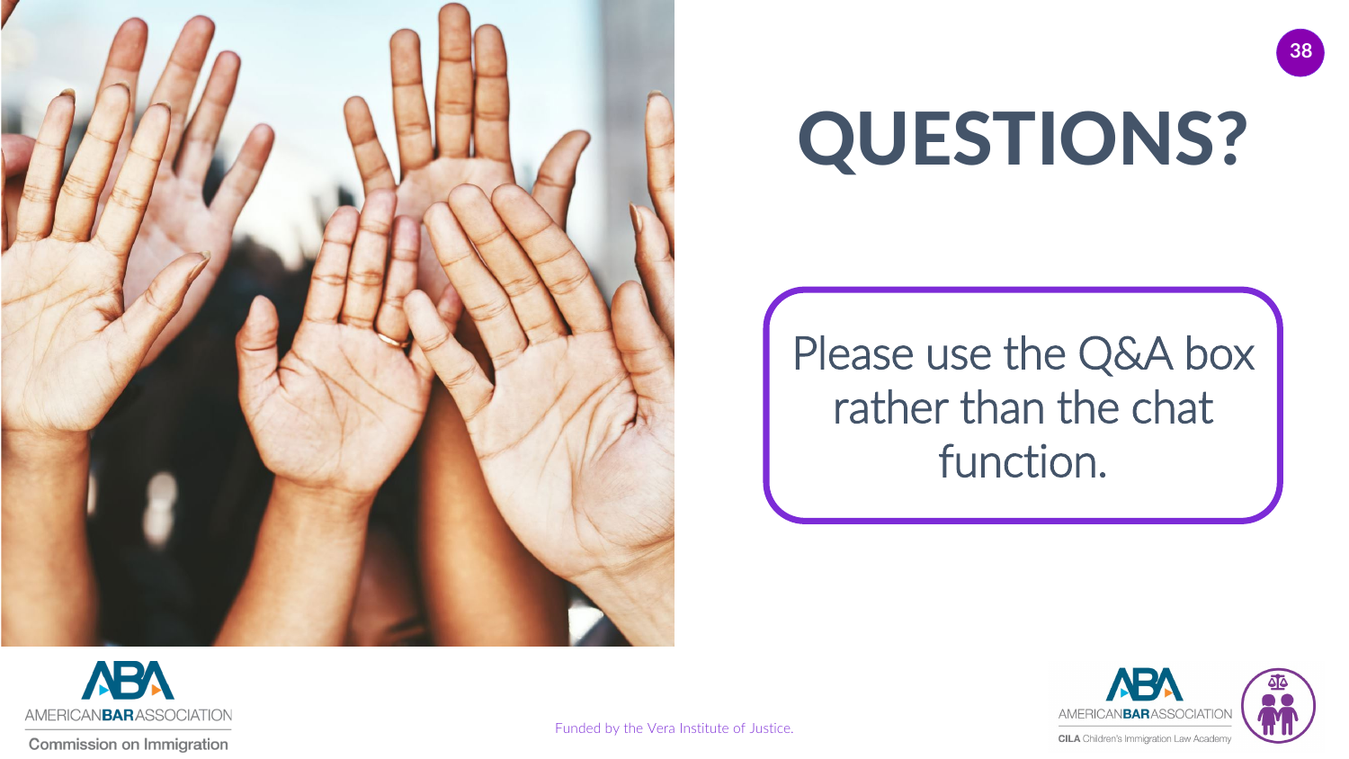# QUESTIONS?

Please use the Q&A box rather than the chat function.

AMERICAN BAR ASSOCIATION
Commission on Immigration

Funded by the Vera Institute of Justice.

AMERICAN BAR ASSOCIATION
CILA Children's Immigration Law Academy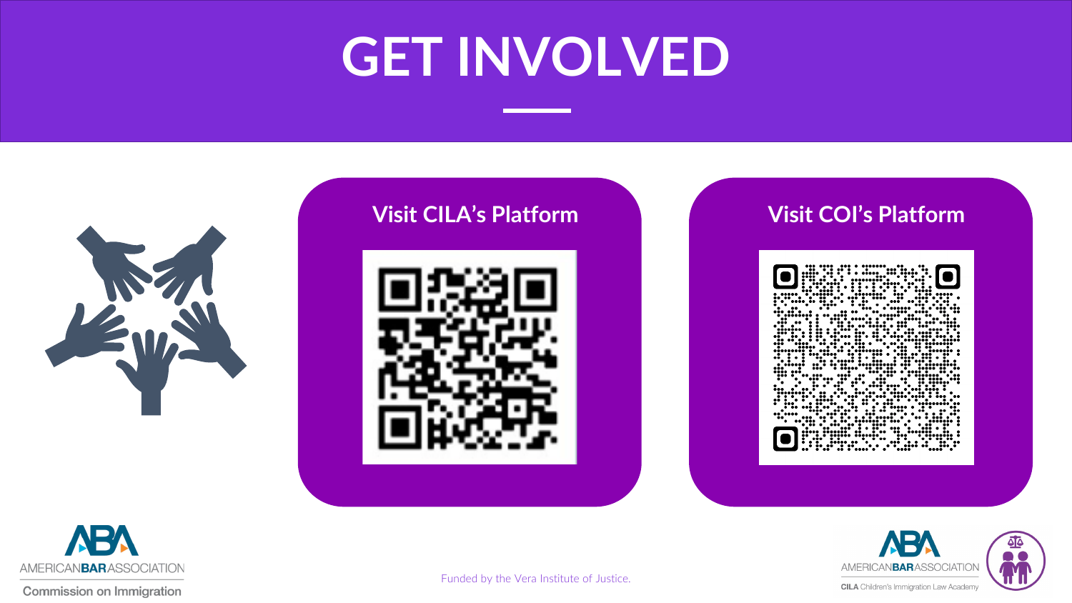# GET INVOLVED

## Visit CILA's Platform

## Visit COI's Platform

AMERICAN BAR ASSOCIATION

Commission on Immigration

Funded by the Vera Institute of Justice.

AMERICAN BAR ASSOCIATION

CILA Children's Immigration Law Academy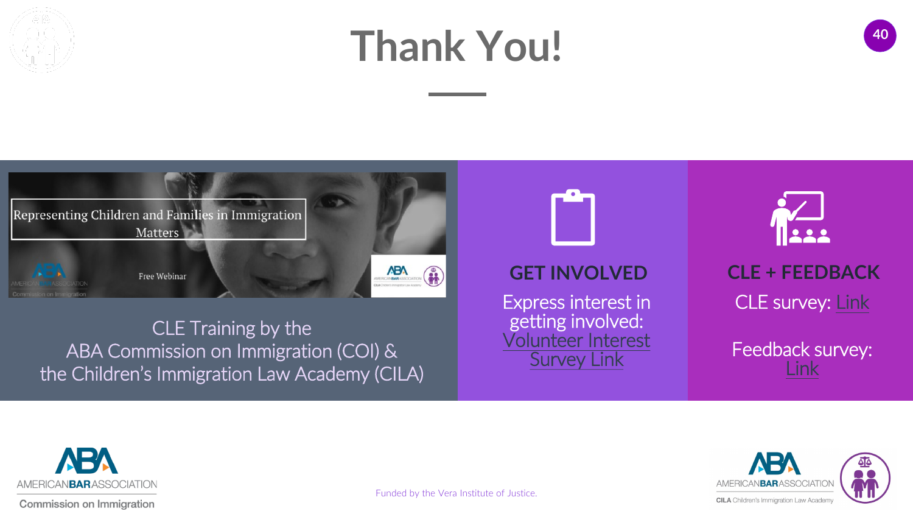# Thank You!

Representing Children and Families in Immigration Matters

Free Webinar

CLE Training by the ABA Commission on Immigration (COI) & the Children's Immigration Law Academy (CILA)

## GET INVOLVED

Express interest in getting involved: Volunteer Interest Survey Link

## CLE + FEEDBACK

CLE survey: Link

Feedback survey: Link

AMERICAN BAR ASSOCIATION Commission on Immigration

Funded by the Vera Institute of Justice.

AMERICAN BAR ASSOCIATION CILA Children's Immigration Law Academy